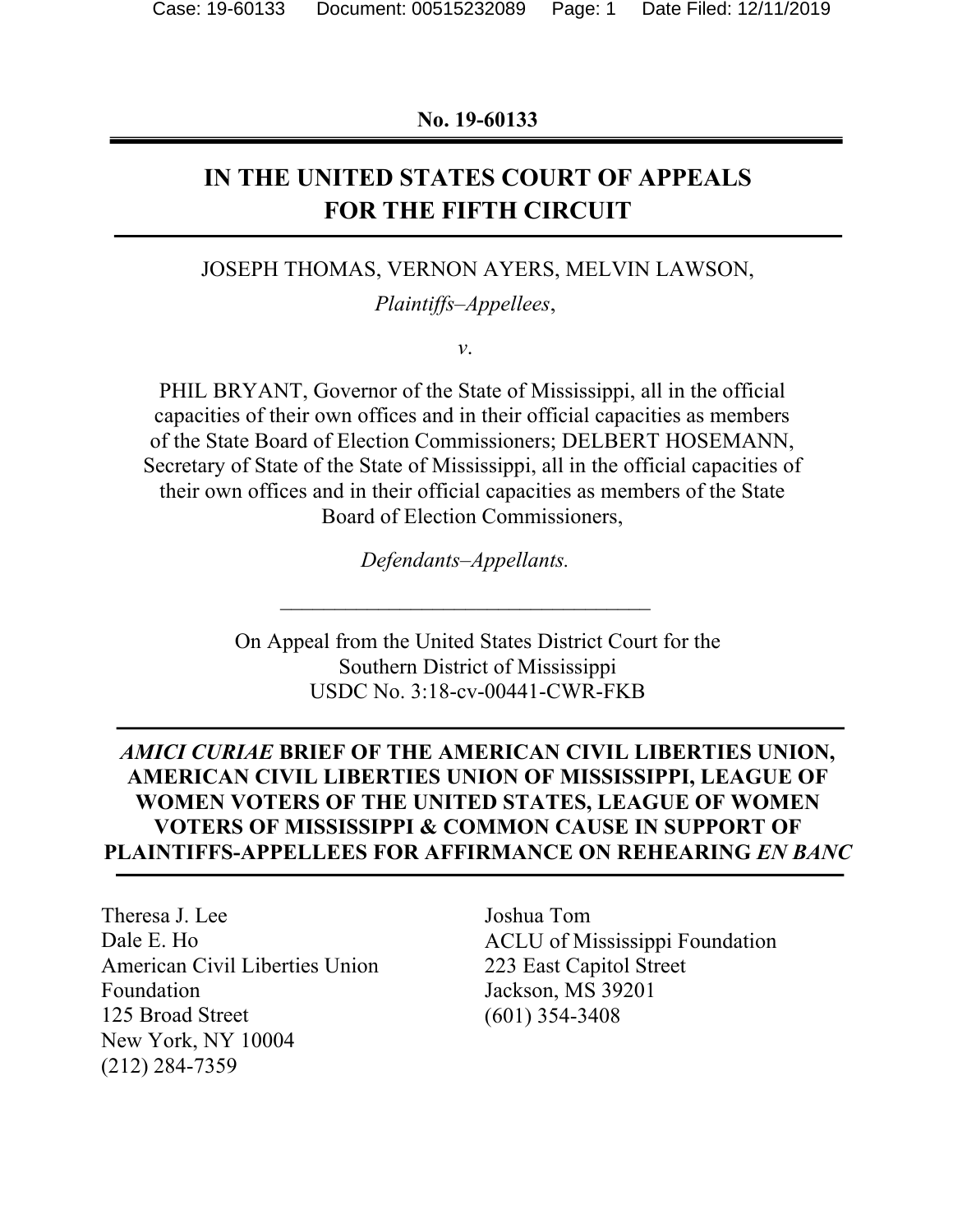**No. 19-60133**

---

# IN THE UNITED STATES COURT OF APPEALS FOR THE FIFTH CIRCUIT

---

JOSEPH THOMAS, VERNON AYERS, MELVIN LAWSON,

*Plaintiffs–Appellees*,

*v*.

PHIL BRYANT, Governor of the State of Mississippi, all in the official capacities of their own offices and in their official capacities as members of the State Board of Election Commissioners; DELBERT HOSEMANN, Secretary of State of the State of Mississippi, all in the official capacities of their own offices and in their official capacities as members of the State Board of Election Commissioners,

*Defendants–Appellants.*

---

On Appeal from the United States District Court for the Southern District of Mississippi
USDC No. 3:18-cv-00441-CWR-FKB

---

## *AMICI CURIAE* BRIEF OF THE AMERICAN CIVIL LIBERTIES UNION, AMERICAN CIVIL LIBERTIES UNION OF MISSISSIPPI, LEAGUE OF WOMEN VOTERS OF THE UNITED STATES, LEAGUE OF WOMEN VOTERS OF MISSISSIPPI & COMMON CAUSE IN SUPPORT OF PLAINTIFFS-APPELLEES FOR AFFIRMANCE ON REHEARING *EN BANC*

---

Theresa J. Lee
Dale E. Ho
American Civil Liberties Union Foundation
125 Broad Street
New York, NY 10004
(212) 284-7359

Joshua Tom
ACLU of Mississippi Foundation
223 East Capitol Street
Jackson, MS 39201
(601) 354-3408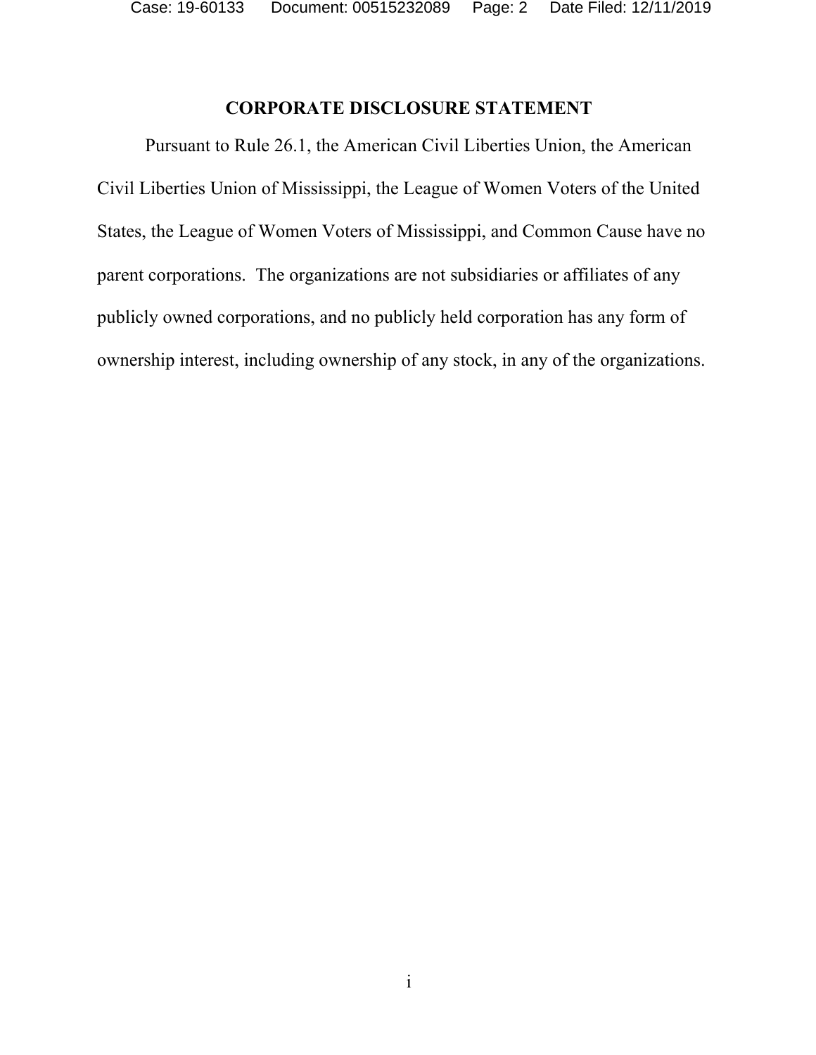## CORPORATE DISCLOSURE STATEMENT

Pursuant to Rule 26.1, the American Civil Liberties Union, the American Civil Liberties Union of Mississippi, the League of Women Voters of the United States, the League of Women Voters of Mississippi, and Common Cause have no parent corporations. The organizations are not subsidiaries or affiliates of any publicly owned corporations, and no publicly held corporation has any form of ownership interest, including ownership of any stock, in any of the organizations.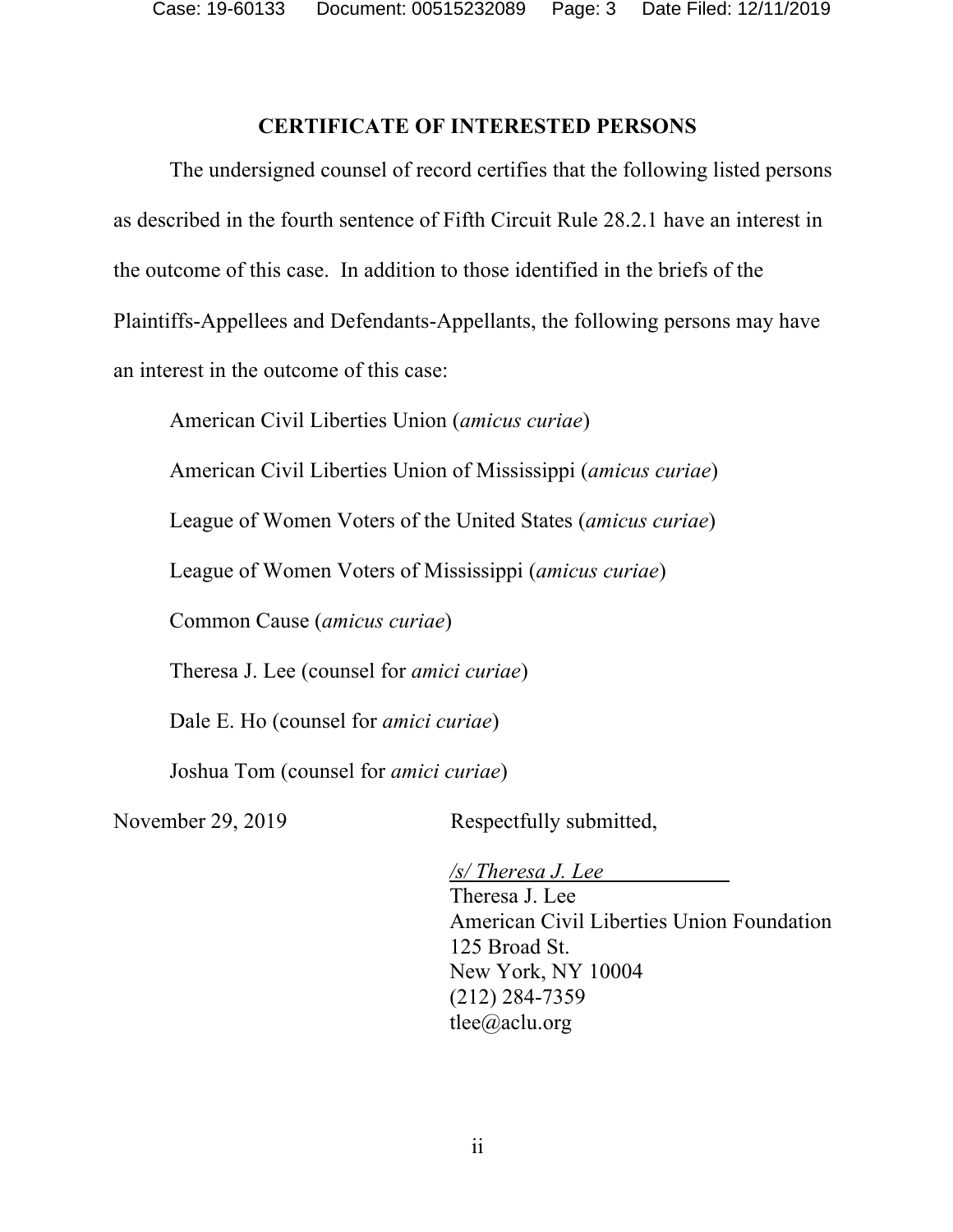## CERTIFICATE OF INTERESTED PERSONS

The undersigned counsel of record certifies that the following listed persons as described in the fourth sentence of Fifth Circuit Rule 28.2.1 have an interest in the outcome of this case. In addition to those identified in the briefs of the Plaintiffs-Appellees and Defendants-Appellants, the following persons may have an interest in the outcome of this case:

American Civil Liberties Union (*amicus curiae*)

American Civil Liberties Union of Mississippi (*amicus curiae*)

League of Women Voters of the United States (*amicus curiae*)

League of Women Voters of Mississippi (*amicus curiae*)

Common Cause (*amicus curiae*)

Theresa J. Lee (counsel for *amici curiae*)

Dale E. Ho (counsel for *amici curiae*)

Joshua Tom (counsel for *amici curiae*)

November 29, 2019

Respectfully submitted,

*/s/ Theresa J. Lee*
Theresa J. Lee
American Civil Liberties Union Foundation
125 Broad St.
New York, NY 10004
(212) 284-7359
tlee@aclu.org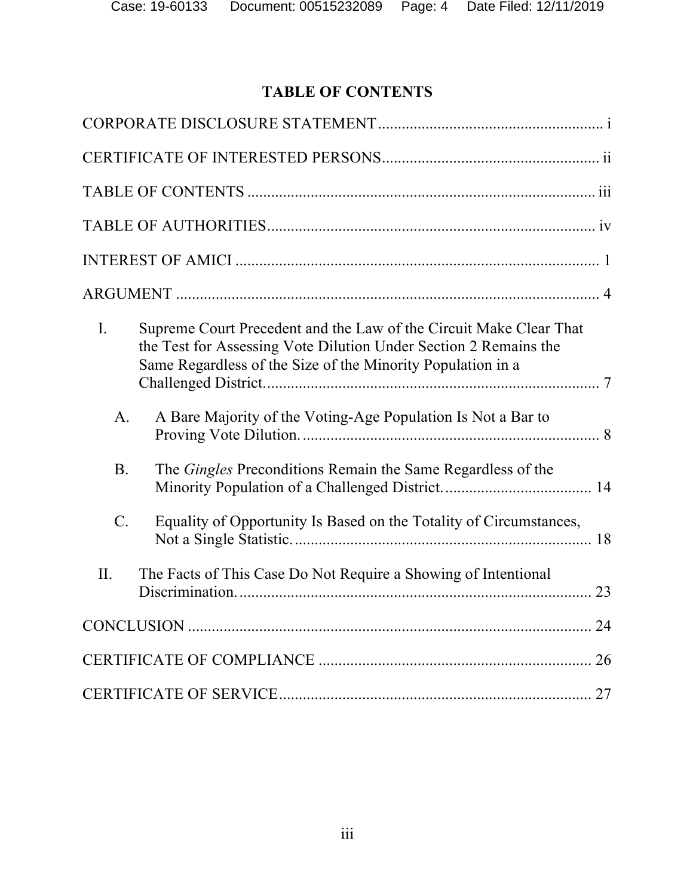# TABLE OF CONTENTS

CORPORATE DISCLOSURE STATEMENT ........................................................ i

CERTIFICATE OF INTERESTED PERSONS ...................................................... ii

TABLE OF CONTENTS ........................................................................................ iii

TABLE OF AUTHORITIES .................................................................................. iv

INTEREST OF AMICI ........................................................................................... 1

ARGUMENT .......................................................................................................... 4

I. Supreme Court Precedent and the Law of the Circuit Make Clear That the Test for Assessing Vote Dilution Under Section 2 Remains the Same Regardless of the Size of the Minority Population in a Challenged District. .................................................................................... 7

   A. A Bare Majority of the Voting-Age Population Is Not a Bar to Proving Vote Dilution. .......................................................................... 8

   B. The *Gingles* Preconditions Remain the Same Regardless of the Minority Population of a Challenged District. ..................................... 14

   C. Equality of Opportunity Is Based on the Totality of Circumstances, Not a Single Statistic. ........................................................................... 18

II. The Facts of This Case Do Not Require a Showing of Intentional Discrimination. ......................................................................................... 23

CONCLUSION ...................................................................................................... 24

CERTIFICATE OF COMPLIANCE ..................................................................... 26

CERTIFICATE OF SERVICE ............................................................................... 27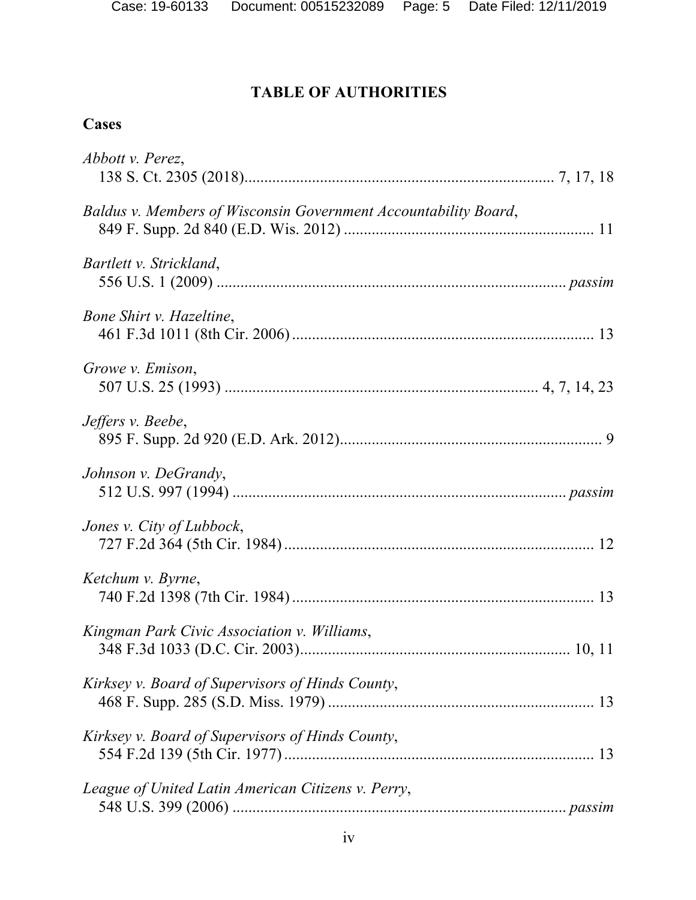# TABLE OF AUTHORITIES

## Cases

*Abbott v. Perez*,
138 S. Ct. 2305 (2018)............................................................................ 7, 17, 18

*Baldus v. Members of Wisconsin Government Accountability Board*,
849 F. Supp. 2d 840 (E.D. Wis. 2012) .............................................................. 11

*Bartlett v. Strickland*,
556 U.S. 1 (2009) ....................................................................................... *passim*

*Bone Shirt v. Hazeltine*,
461 F.3d 1011 (8th Cir. 2006) ............................................................................ 13

*Growe v. Emison*,
507 U.S. 25 (1993) .............................................................................. 4, 7, 14, 23

*Jeffers v. Beebe*,
895 F. Supp. 2d 920 (E.D. Ark. 2012)................................................................. 9

*Johnson v. DeGrandy*,
512 U.S. 997 (1994) ................................................................................... *passim*

*Jones v. City of Lubbock*,
727 F.2d 364 (5th Cir. 1984) .............................................................................. 12

*Ketchum v. Byrne*,
740 F.2d 1398 (7th Cir. 1984) ............................................................................ 13

*Kingman Park Civic Association v. Williams*,
348 F.3d 1033 (D.C. Cir. 2003).................................................................... 10, 11

*Kirksey v. Board of Supervisors of Hinds County*,
468 F. Supp. 285 (S.D. Miss. 1979) ................................................................... 13

*Kirksey v. Board of Supervisors of Hinds County*,
554 F.2d 139 (5th Cir. 1977) .............................................................................. 13

*League of United Latin American Citizens v. Perry*,
548 U.S. 399 (2006) ................................................................................... *passim*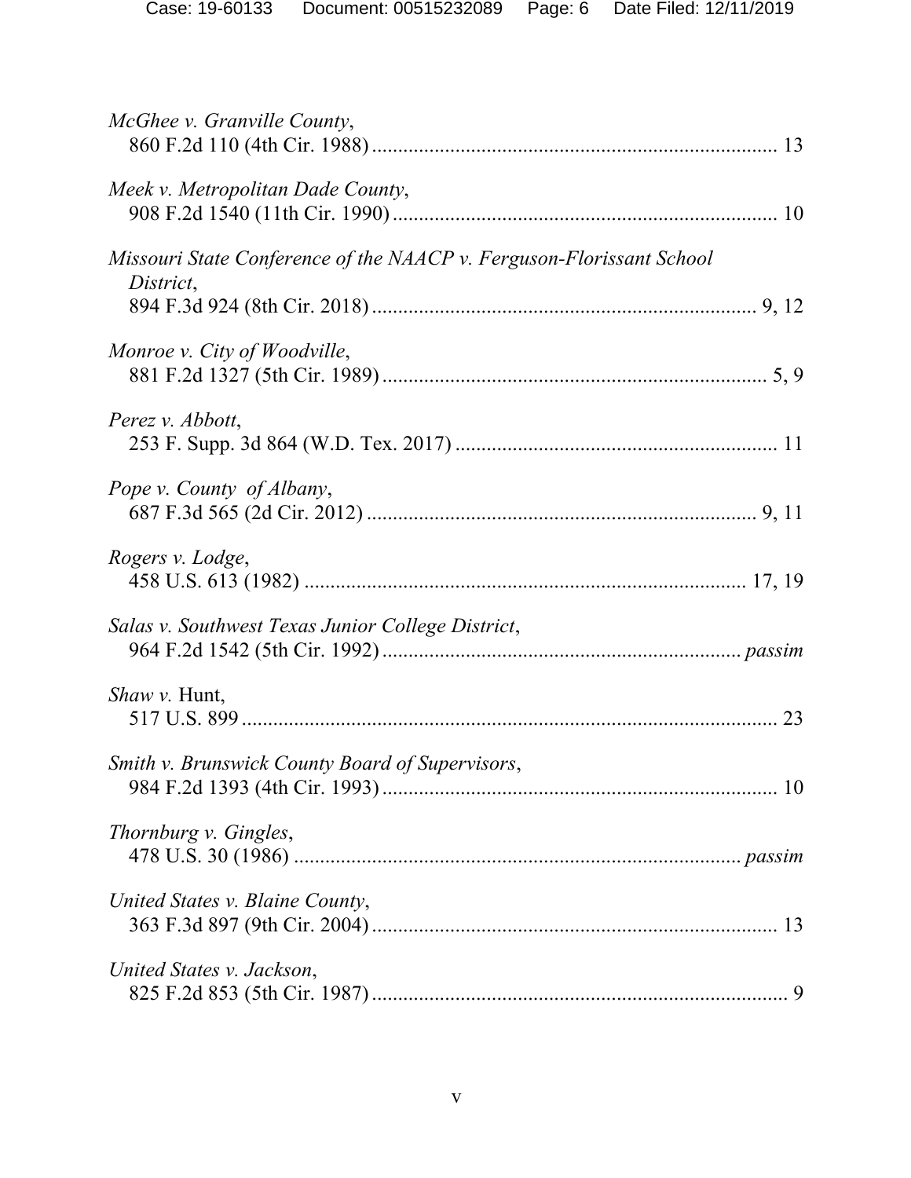*McGhee v. Granville County*,
860 F.2d 110 (4th Cir. 1988) ............................................................................ 13

*Meek v. Metropolitan Dade County*,
908 F.2d 1540 (11th Cir. 1990) ......................................................................... 10

*Missouri State Conference of the NAACP v. Ferguson-Florissant School District*,
894 F.3d 924 (8th Cir. 2018) ........................................................................ 9, 12

*Monroe v. City of Woodville*,
881 F.2d 1327 (5th Cir. 1989) ......................................................................... 5, 9

*Perez v. Abbott*,
253 F. Supp. 3d 864 (W.D. Tex. 2017) ............................................................. 11

*Pope v. County of Albany*,
687 F.3d 565 (2d Cir. 2012) .......................................................................... 9, 11

*Rogers v. Lodge*,
458 U.S. 613 (1982) ..................................................................................... 17, 19

*Salas v. Southwest Texas Junior College District*,
964 F.2d 1542 (5th Cir. 1992) .................................................................... *passim*

*Shaw v.* Hunt,
517 U.S. 899 ...................................................................................................... 23

*Smith v. Brunswick County Board of Supervisors*,
984 F.2d 1393 (4th Cir. 1993) ........................................................................... 10

*Thornburg v. Gingles*,
478 U.S. 30 (1986) ...................................................................................... *passim*

*United States v. Blaine County*,
363 F.3d 897 (9th Cir. 2004) ............................................................................. 13

*United States v. Jackson*,
825 F.2d 853 (5th Cir. 1987) ............................................................................... 9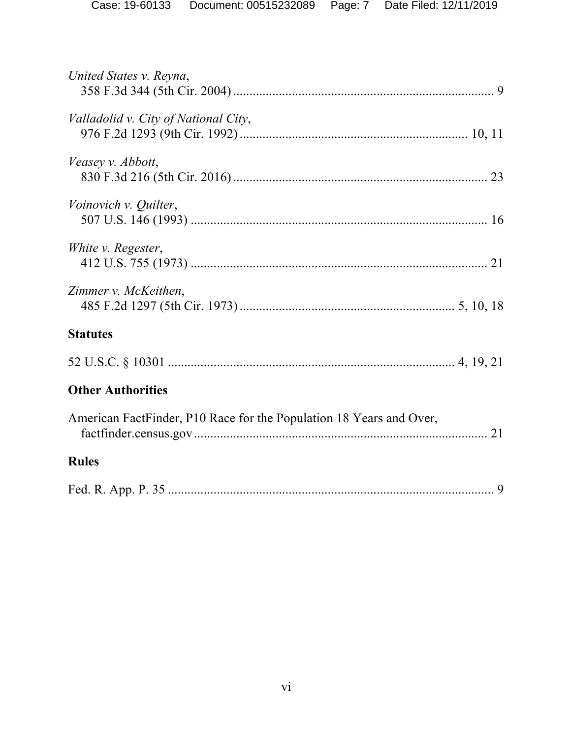*United States v. Reyna*,
358 F.3d 344 (5th Cir. 2004) ................................................................................ 9

*Valladolid v. City of National City*,
976 F.2d 1293 (9th Cir. 1992) ....................................................................... 10, 11

*Veasey v. Abbott*,
830 F.3d 216 (5th Cir. 2016) .............................................................................. 23

*Voinovich v. Quilter*,
507 U.S. 146 (1993) ............................................................................................ 16

*White v. Regester*,
412 U.S. 755 (1973) ............................................................................................ 21

*Zimmer v. McKeithen*,
485 F.2d 1297 (5th Cir. 1973) ................................................................... 5, 10, 18

**Statutes**

52 U.S.C. § 10301 ...................................................................................... 4, 19, 21

**Other Authorities**

American FactFinder, P10 Race for the Population 18 Years and Over,
factfinder.census.gov ........................................................................................... 21

**Rules**

Fed. R. App. P. 35 .................................................................................................... 9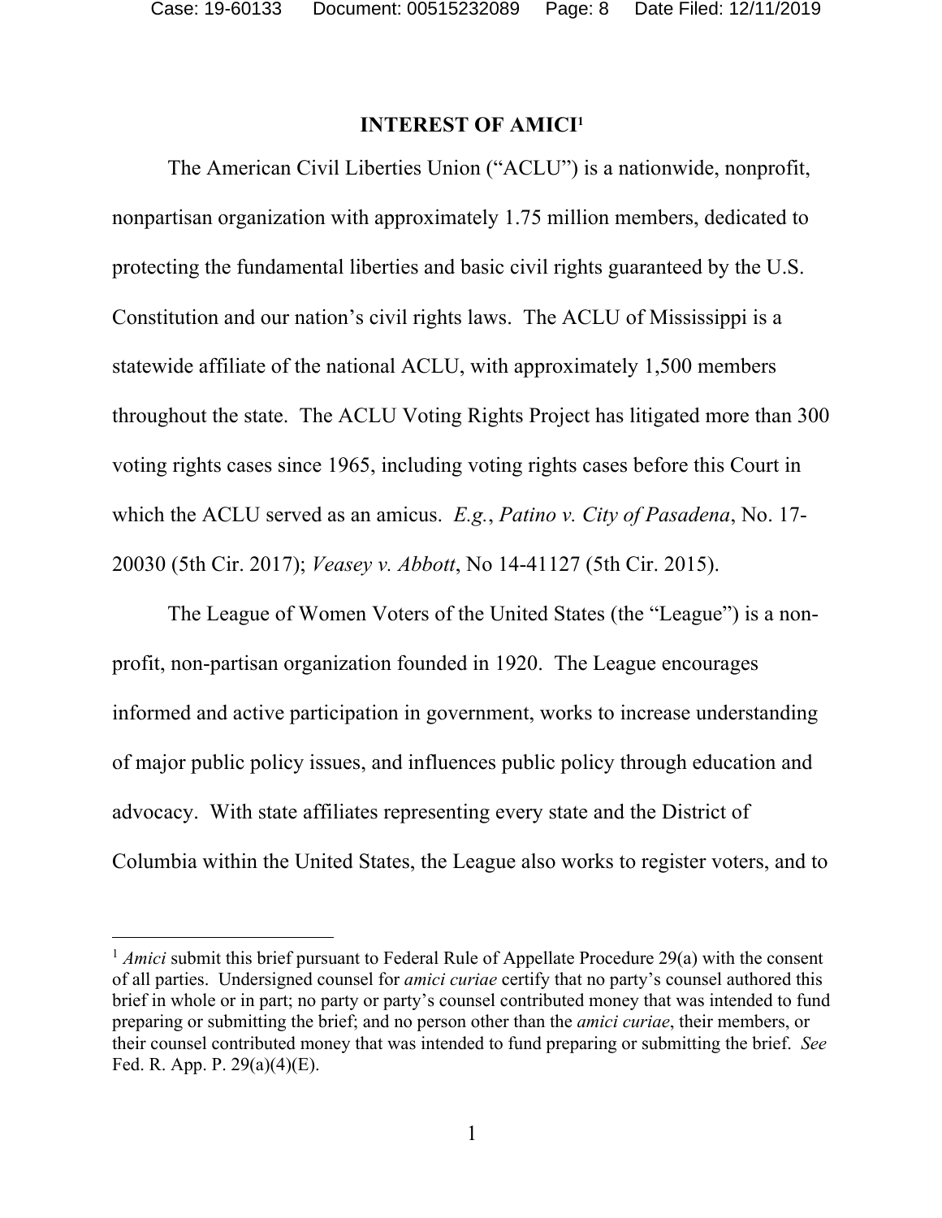# INTEREST OF AMICI[1]

The American Civil Liberties Union ("ACLU") is a nationwide, nonprofit, nonpartisan organization with approximately 1.75 million members, dedicated to protecting the fundamental liberties and basic civil rights guaranteed by the U.S. Constitution and our nation's civil rights laws. The ACLU of Mississippi is a statewide affiliate of the national ACLU, with approximately 1,500 members throughout the state. The ACLU Voting Rights Project has litigated more than 300 voting rights cases since 1965, including voting rights cases before this Court in which the ACLU served as an amicus. *E.g.*, *Patino v. City of Pasadena*, No. 17-20030 (5th Cir. 2017); *Veasey v. Abbott*, No 14-41127 (5th Cir. 2015).

The League of Women Voters of the United States (the "League") is a non-profit, non-partisan organization founded in 1920. The League encourages informed and active participation in government, works to increase understanding of major public policy issues, and influences public policy through education and advocacy. With state affiliates representing every state and the District of Columbia within the United States, the League also works to register voters, and to

---

[1] *Amici* submit this brief pursuant to Federal Rule of Appellate Procedure 29(a) with the consent of all parties. Undersigned counsel for *amici curiae* certify that no party's counsel authored this brief in whole or in part; no party or party's counsel contributed money that was intended to fund preparing or submitting the brief; and no person other than the *amici curiae*, their members, or their counsel contributed money that was intended to fund preparing or submitting the brief. *See* Fed. R. App. P. 29(a)(4)(E).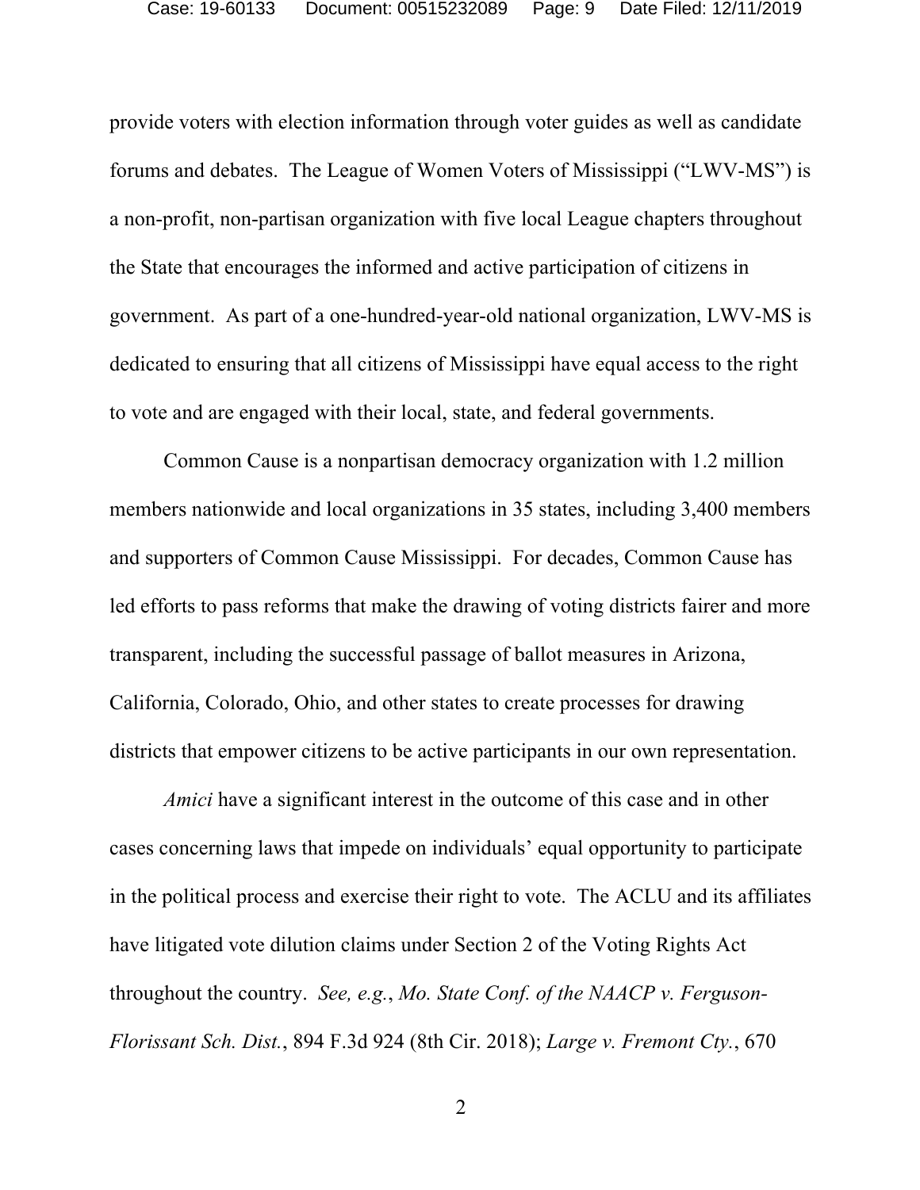provide voters with election information through voter guides as well as candidate forums and debates. The League of Women Voters of Mississippi ("LWV-MS") is a non-profit, non-partisan organization with five local League chapters throughout the State that encourages the informed and active participation of citizens in government. As part of a one-hundred-year-old national organization, LWV-MS is dedicated to ensuring that all citizens of Mississippi have equal access to the right to vote and are engaged with their local, state, and federal governments.

Common Cause is a nonpartisan democracy organization with 1.2 million members nationwide and local organizations in 35 states, including 3,400 members and supporters of Common Cause Mississippi. For decades, Common Cause has led efforts to pass reforms that make the drawing of voting districts fairer and more transparent, including the successful passage of ballot measures in Arizona, California, Colorado, Ohio, and other states to create processes for drawing districts that empower citizens to be active participants in our own representation.

*Amici* have a significant interest in the outcome of this case and in other cases concerning laws that impede on individuals' equal opportunity to participate in the political process and exercise their right to vote. The ACLU and its affiliates have litigated vote dilution claims under Section 2 of the Voting Rights Act throughout the country. *See, e.g.*, *Mo. State Conf. of the NAACP v. Ferguson-Florissant Sch. Dist.*, 894 F.3d 924 (8th Cir. 2018); *Large v. Fremont Cty.*, 670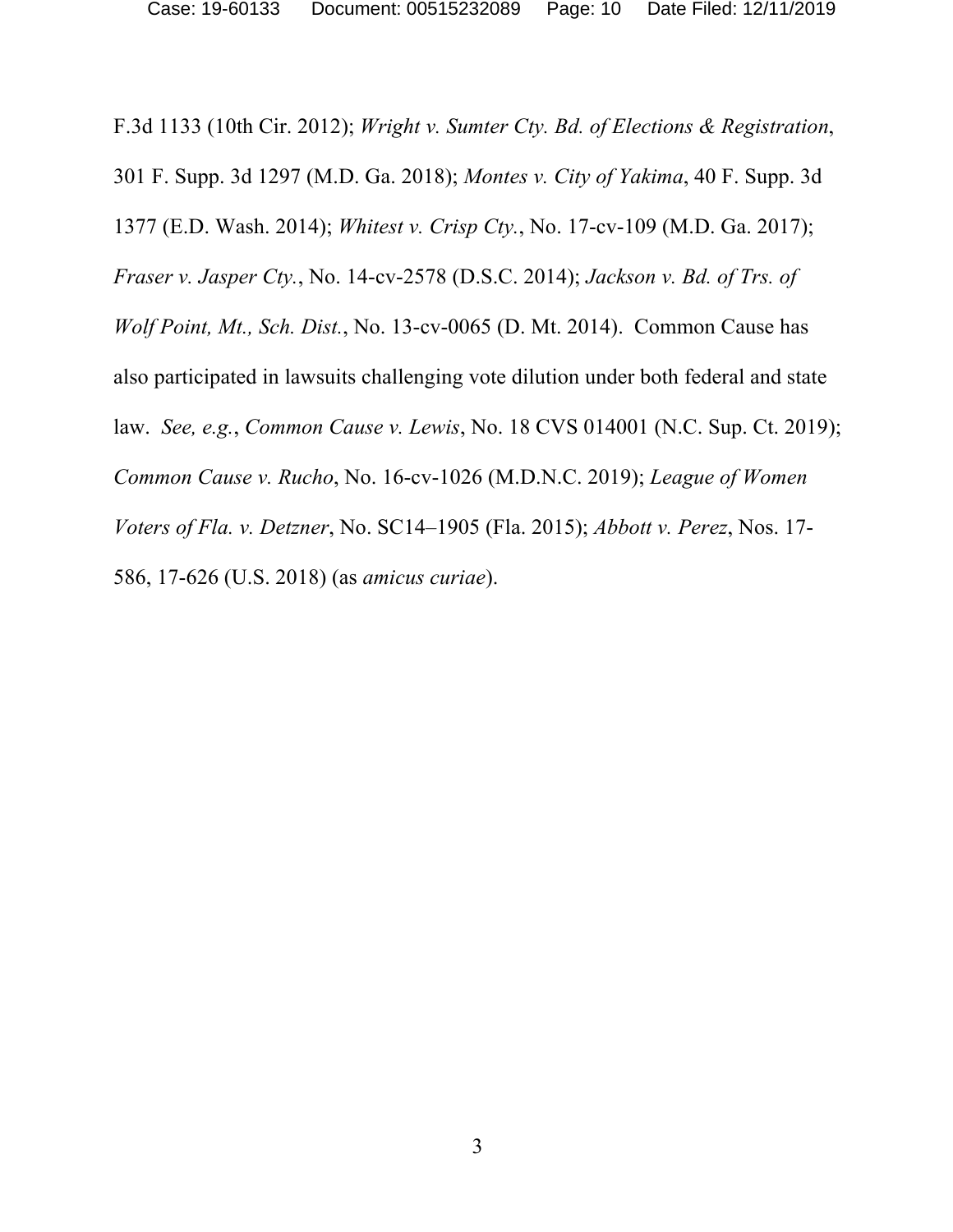F.3d 1133 (10th Cir. 2012); *Wright v. Sumter Cty. Bd. of Elections & Registration*, 301 F. Supp. 3d 1297 (M.D. Ga. 2018); *Montes v. City of Yakima*, 40 F. Supp. 3d 1377 (E.D. Wash. 2014); *Whitest v. Crisp Cty.*, No. 17-cv-109 (M.D. Ga. 2017); *Fraser v. Jasper Cty.*, No. 14-cv-2578 (D.S.C. 2014); *Jackson v. Bd. of Trs. of Wolf Point, Mt., Sch. Dist.*, No. 13-cv-0065 (D. Mt. 2014). Common Cause has also participated in lawsuits challenging vote dilution under both federal and state law. *See, e.g.*, *Common Cause v. Lewis*, No. 18 CVS 014001 (N.C. Sup. Ct. 2019); *Common Cause v. Rucho*, No. 16-cv-1026 (M.D.N.C. 2019); *League of Women Voters of Fla. v. Detzner*, No. SC14–1905 (Fla. 2015); *Abbott v. Perez*, Nos. 17-586, 17-626 (U.S. 2018) (as *amicus curiae*).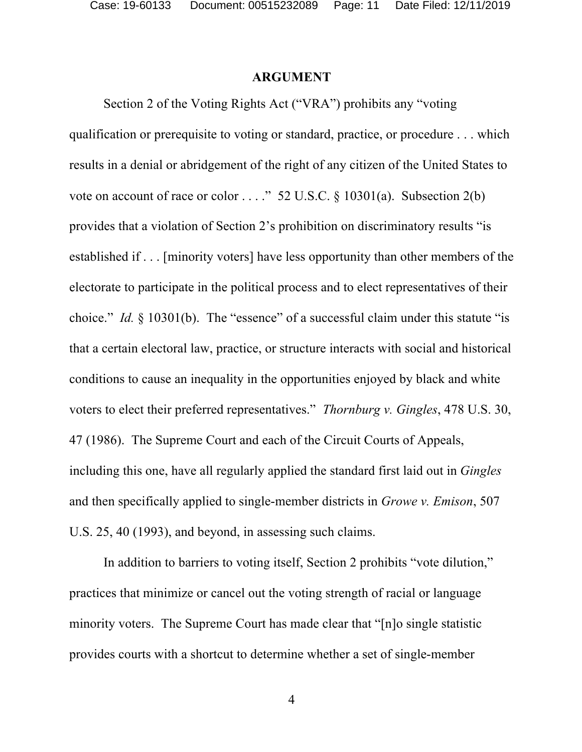## ARGUMENT

Section 2 of the Voting Rights Act ("VRA") prohibits any "voting qualification or prerequisite to voting or standard, practice, or procedure . . . which results in a denial or abridgement of the right of any citizen of the United States to vote on account of race or color . . . ." 52 U.S.C. § 10301(a). Subsection 2(b) provides that a violation of Section 2's prohibition on discriminatory results "is established if . . . [minority voters] have less opportunity than other members of the electorate to participate in the political process and to elect representatives of their choice." *Id.* § 10301(b). The "essence" of a successful claim under this statute "is that a certain electoral law, practice, or structure interacts with social and historical conditions to cause an inequality in the opportunities enjoyed by black and white voters to elect their preferred representatives." *Thornburg v. Gingles*, 478 U.S. 30, 47 (1986). The Supreme Court and each of the Circuit Courts of Appeals, including this one, have all regularly applied the standard first laid out in *Gingles* and then specifically applied to single-member districts in *Growe v. Emison*, 507 U.S. 25, 40 (1993), and beyond, in assessing such claims.

In addition to barriers to voting itself, Section 2 prohibits "vote dilution," practices that minimize or cancel out the voting strength of racial or language minority voters. The Supreme Court has made clear that "[n]o single statistic provides courts with a shortcut to determine whether a set of single-member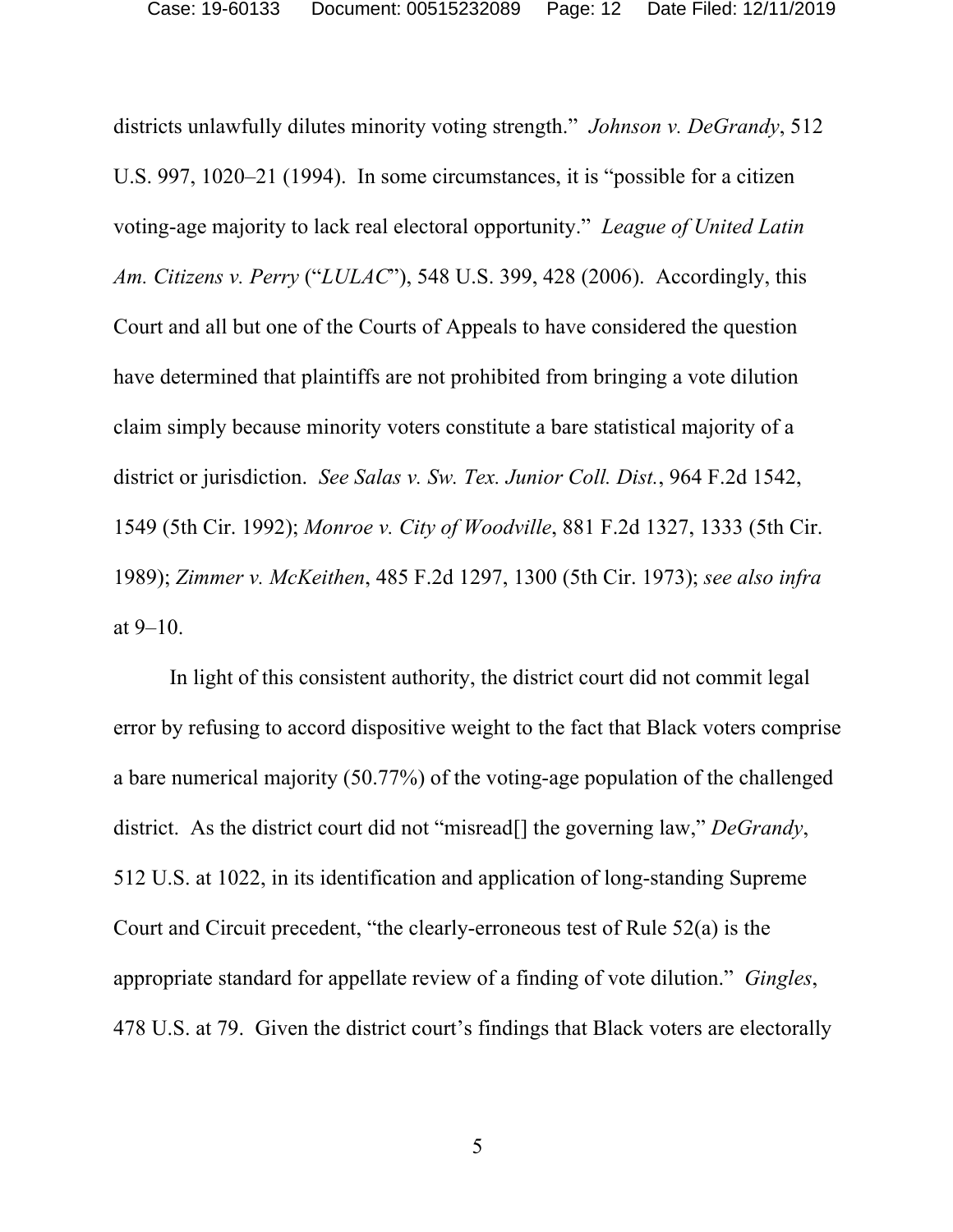districts unlawfully dilutes minority voting strength." *Johnson v. DeGrandy*, 512 U.S. 997, 1020–21 (1994). In some circumstances, it is "possible for a citizen voting-age majority to lack real electoral opportunity." *League of United Latin Am. Citizens v. Perry* ("*LULAC*"), 548 U.S. 399, 428 (2006). Accordingly, this Court and all but one of the Courts of Appeals to have considered the question have determined that plaintiffs are not prohibited from bringing a vote dilution claim simply because minority voters constitute a bare statistical majority of a district or jurisdiction. *See Salas v. Sw. Tex. Junior Coll. Dist.*, 964 F.2d 1542, 1549 (5th Cir. 1992); *Monroe v. City of Woodville*, 881 F.2d 1327, 1333 (5th Cir. 1989); *Zimmer v. McKeithen*, 485 F.2d 1297, 1300 (5th Cir. 1973); *see also infra* at 9–10.

In light of this consistent authority, the district court did not commit legal error by refusing to accord dispositive weight to the fact that Black voters comprise a bare numerical majority (50.77%) of the voting-age population of the challenged district. As the district court did not "misread[] the governing law," *DeGrandy*, 512 U.S. at 1022, in its identification and application of long-standing Supreme Court and Circuit precedent, "the clearly-erroneous test of Rule 52(a) is the appropriate standard for appellate review of a finding of vote dilution." *Gingles*, 478 U.S. at 79. Given the district court's findings that Black voters are electorally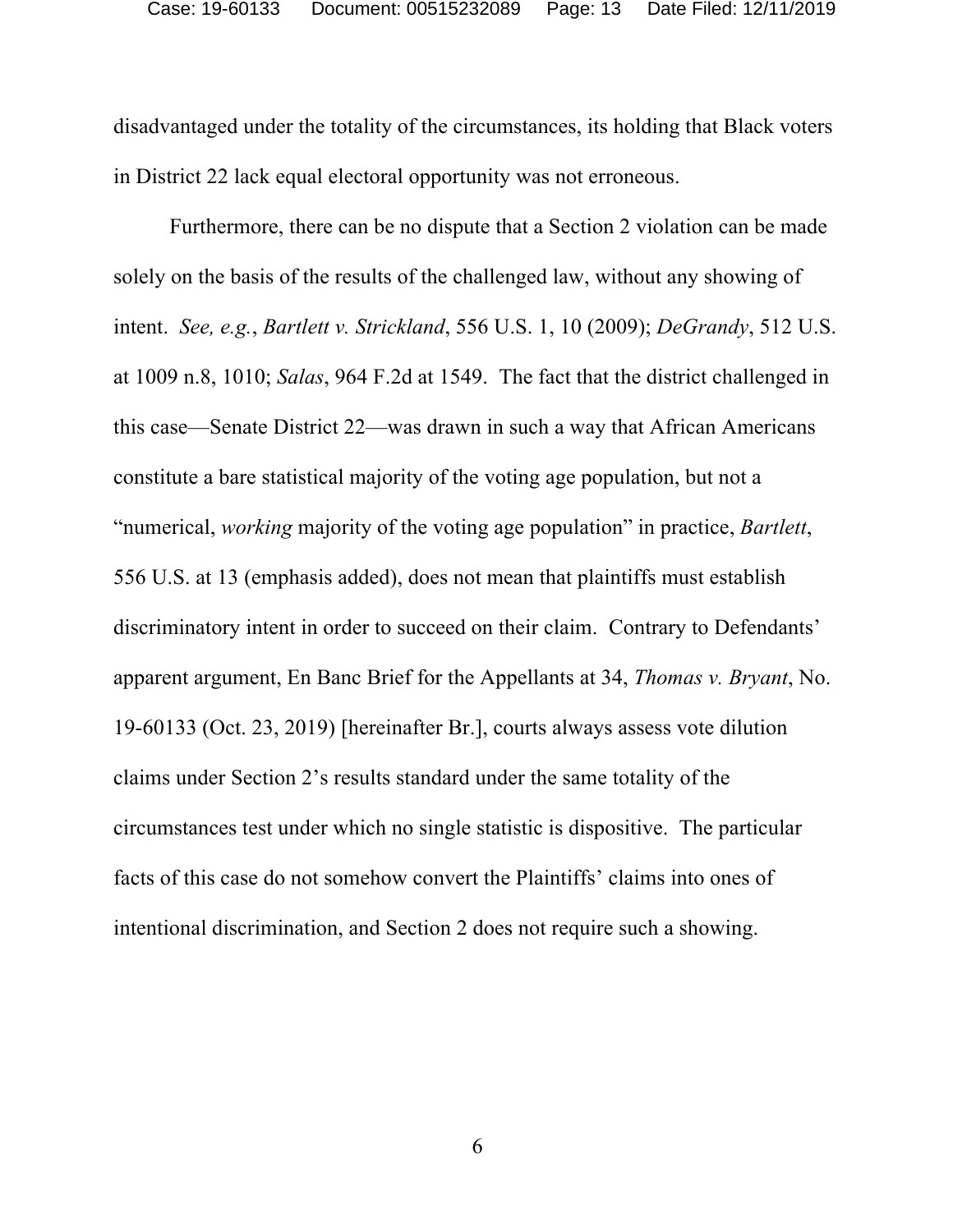disadvantaged under the totality of the circumstances, its holding that Black voters in District 22 lack equal electoral opportunity was not erroneous.

Furthermore, there can be no dispute that a Section 2 violation can be made solely on the basis of the results of the challenged law, without any showing of intent. *See, e.g.*, *Bartlett v. Strickland*, 556 U.S. 1, 10 (2009); *DeGrandy*, 512 U.S. at 1009 n.8, 1010; *Salas*, 964 F.2d at 1549. The fact that the district challenged in this case—Senate District 22—was drawn in such a way that African Americans constitute a bare statistical majority of the voting age population, but not a "numerical, *working* majority of the voting age population" in practice, *Bartlett*, 556 U.S. at 13 (emphasis added), does not mean that plaintiffs must establish discriminatory intent in order to succeed on their claim. Contrary to Defendants' apparent argument, En Banc Brief for the Appellants at 34, *Thomas v. Bryant*, No. 19-60133 (Oct. 23, 2019) [hereinafter Br.], courts always assess vote dilution claims under Section 2's results standard under the same totality of the circumstances test under which no single statistic is dispositive. The particular facts of this case do not somehow convert the Plaintiffs' claims into ones of intentional discrimination, and Section 2 does not require such a showing.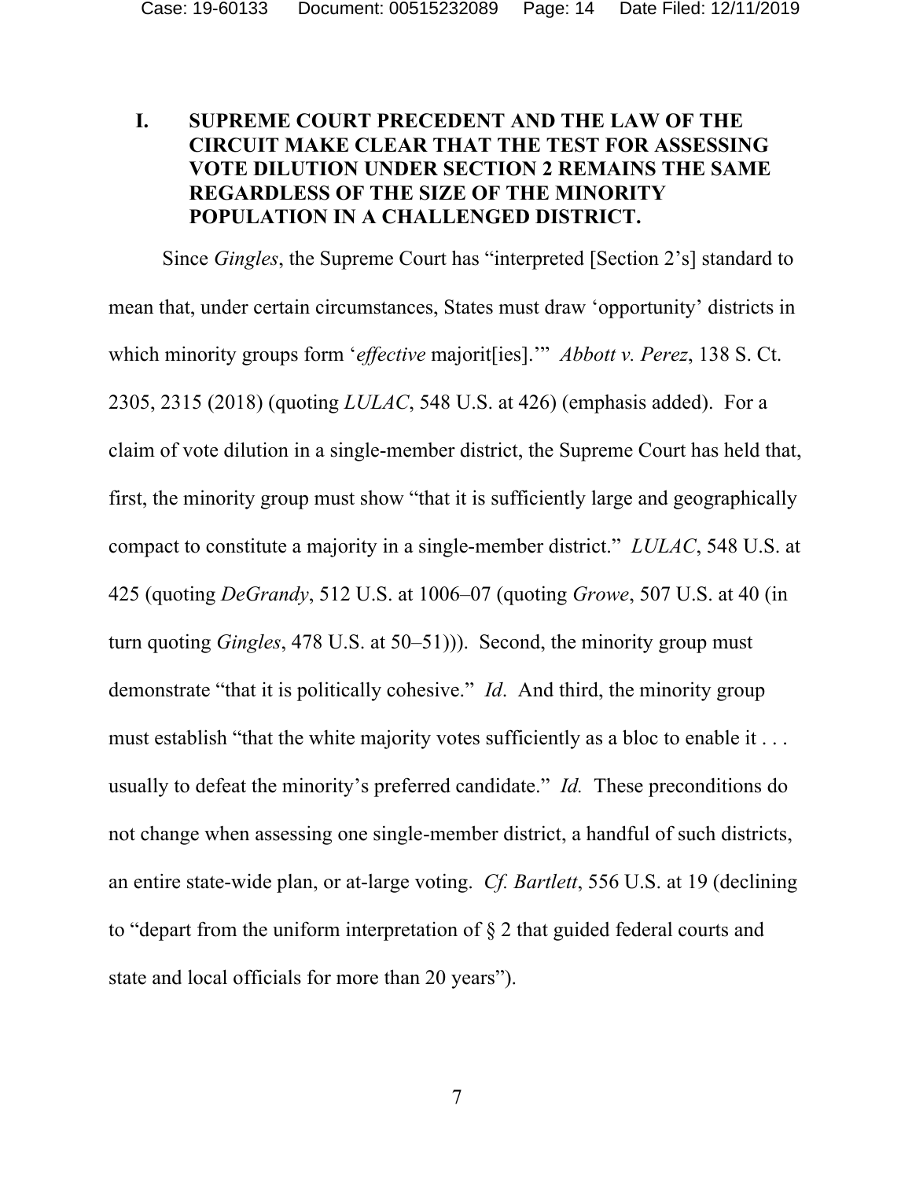## I. SUPREME COURT PRECEDENT AND THE LAW OF THE CIRCUIT MAKE CLEAR THAT THE TEST FOR ASSESSING VOTE DILUTION UNDER SECTION 2 REMAINS THE SAME REGARDLESS OF THE SIZE OF THE MINORITY POPULATION IN A CHALLENGED DISTRICT.

Since *Gingles*, the Supreme Court has "interpreted [Section 2's] standard to mean that, under certain circumstances, States must draw 'opportunity' districts in which minority groups form '*effective* majorit[ies].'" *Abbott v. Perez*, 138 S. Ct. 2305, 2315 (2018) (quoting *LULAC*, 548 U.S. at 426) (emphasis added). For a claim of vote dilution in a single-member district, the Supreme Court has held that, first, the minority group must show "that it is sufficiently large and geographically compact to constitute a majority in a single-member district." *LULAC*, 548 U.S. at 425 (quoting *DeGrandy*, 512 U.S. at 1006–07 (quoting *Growe*, 507 U.S. at 40 (in turn quoting *Gingles*, 478 U.S. at 50–51))). Second, the minority group must demonstrate "that it is politically cohesive." *Id*. And third, the minority group must establish "that the white majority votes sufficiently as a bloc to enable it . . . usually to defeat the minority's preferred candidate." *Id.* These preconditions do not change when assessing one single-member district, a handful of such districts, an entire state-wide plan, or at-large voting. *Cf. Bartlett*, 556 U.S. at 19 (declining to "depart from the uniform interpretation of § 2 that guided federal courts and state and local officials for more than 20 years").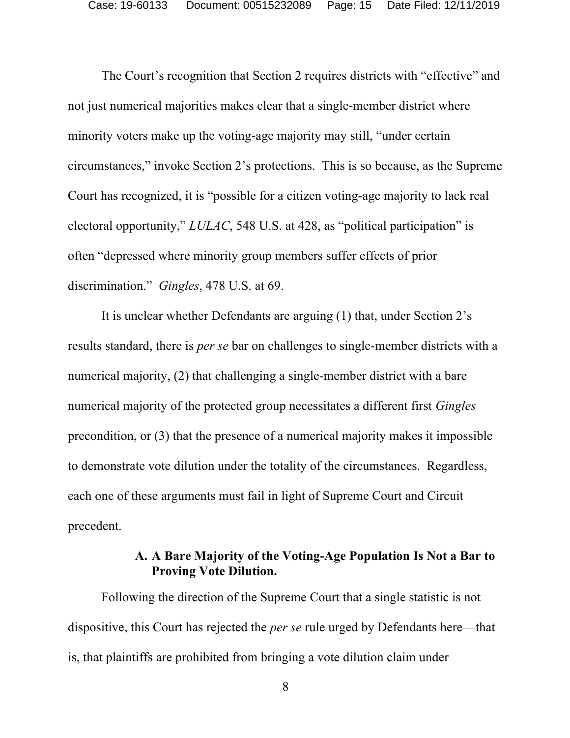The Court's recognition that Section 2 requires districts with "effective" and not just numerical majorities makes clear that a single-member district where minority voters make up the voting-age majority may still, "under certain circumstances," invoke Section 2's protections. This is so because, as the Supreme Court has recognized, it is "possible for a citizen voting-age majority to lack real electoral opportunity," *LULAC*, 548 U.S. at 428, as "political participation" is often "depressed where minority group members suffer effects of prior discrimination." *Gingles*, 478 U.S. at 69.

It is unclear whether Defendants are arguing (1) that, under Section 2's results standard, there is *per se* bar on challenges to single-member districts with a numerical majority, (2) that challenging a single-member district with a bare numerical majority of the protected group necessitates a different first *Gingles* precondition, or (3) that the presence of a numerical majority makes it impossible to demonstrate vote dilution under the totality of the circumstances. Regardless, each one of these arguments must fail in light of Supreme Court and Circuit precedent.

### A. A Bare Majority of the Voting-Age Population Is Not a Bar to Proving Vote Dilution.

Following the direction of the Supreme Court that a single statistic is not dispositive, this Court has rejected the *per se* rule urged by Defendants here—that is, that plaintiffs are prohibited from bringing a vote dilution claim under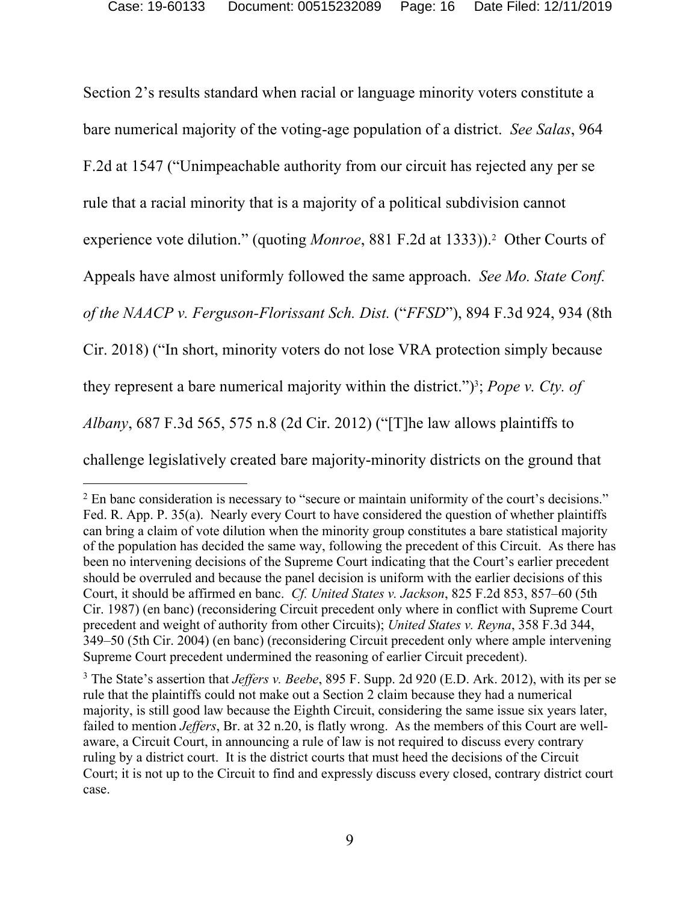Section 2's results standard when racial or language minority voters constitute a bare numerical majority of the voting-age population of a district. *See Salas*, 964 F.2d at 1547 ("Unimpeachable authority from our circuit has rejected any per se rule that a racial minority that is a majority of a political subdivision cannot experience vote dilution." (quoting *Monroe*, 881 F.2d at 1333)).[2] Other Courts of Appeals have almost uniformly followed the same approach. *See Mo. State Conf. of the NAACP v. Ferguson-Florissant Sch. Dist.* ("*FFSD*"), 894 F.3d 924, 934 (8th Cir. 2018) ("In short, minority voters do not lose VRA protection simply because they represent a bare numerical majority within the district.")[3]; *Pope v. Cty. of Albany*, 687 F.3d 565, 575 n.8 (2d Cir. 2012) ("[T]he law allows plaintiffs to challenge legislatively created bare majority-minority districts on the ground that

---

[2] En banc consideration is necessary to "secure or maintain uniformity of the court's decisions." Fed. R. App. P. 35(a). Nearly every Court to have considered the question of whether plaintiffs can bring a claim of vote dilution when the minority group constitutes a bare statistical majority of the population has decided the same way, following the precedent of this Circuit. As there has been no intervening decisions of the Supreme Court indicating that the Court's earlier precedent should be overruled and because the panel decision is uniform with the earlier decisions of this Court, it should be affirmed en banc. *Cf. United States v. Jackson*, 825 F.2d 853, 857–60 (5th Cir. 1987) (en banc) (reconsidering Circuit precedent only where in conflict with Supreme Court precedent and weight of authority from other Circuits); *United States v. Reyna*, 358 F.3d 344, 349–50 (5th Cir. 2004) (en banc) (reconsidering Circuit precedent only where ample intervening Supreme Court precedent undermined the reasoning of earlier Circuit precedent).

[3] The State's assertion that *Jeffers v. Beebe*, 895 F. Supp. 2d 920 (E.D. Ark. 2012), with its per se rule that the plaintiffs could not make out a Section 2 claim because they had a numerical majority, is still good law because the Eighth Circuit, considering the same issue six years later, failed to mention *Jeffers*, Br. at 32 n.20, is flatly wrong. As the members of this Court are well-aware, a Circuit Court, in announcing a rule of law is not required to discuss every contrary ruling by a district court. It is the district courts that must heed the decisions of the Circuit Court; it is not up to the Circuit to find and expressly discuss every closed, contrary district court case.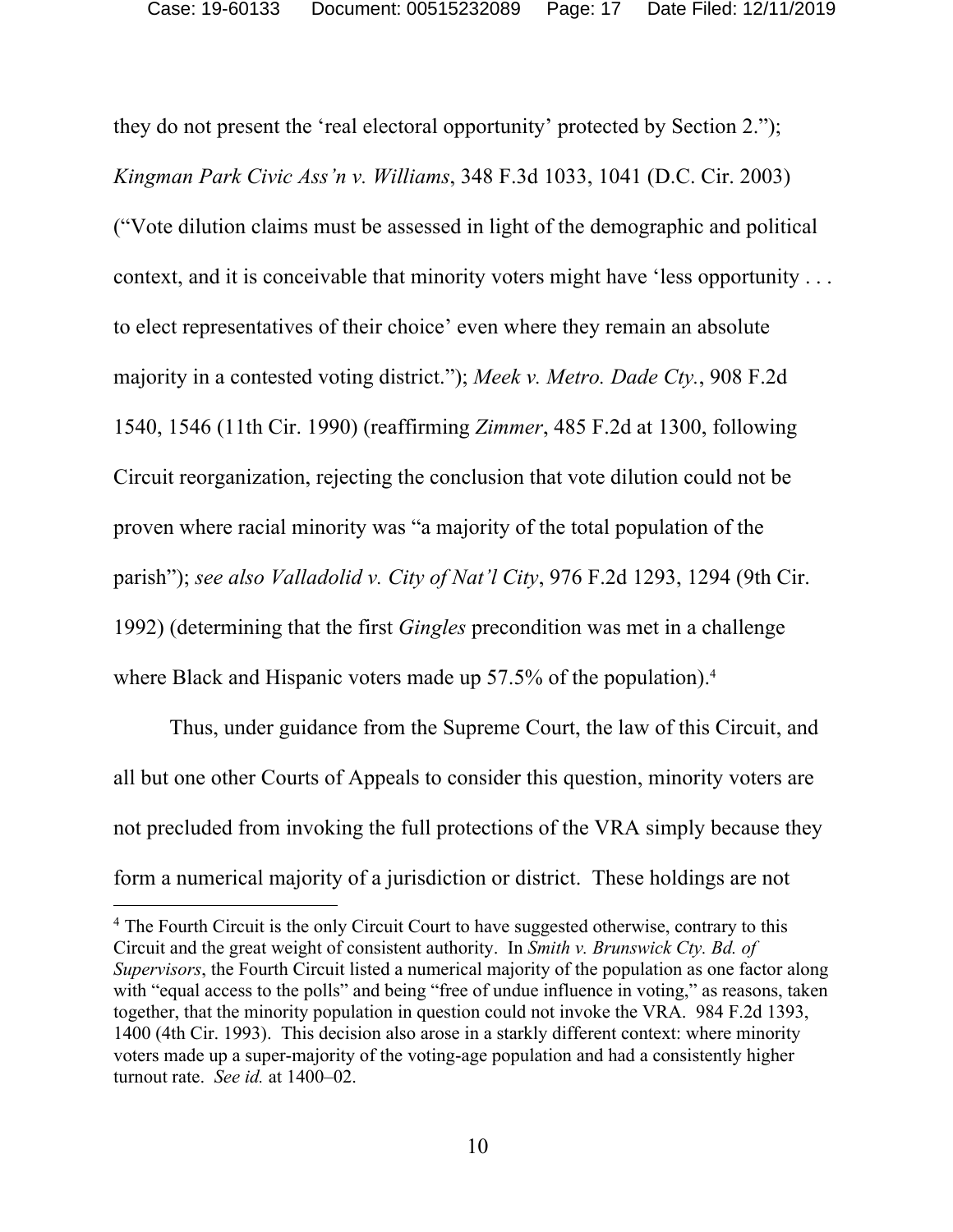they do not present the 'real electoral opportunity' protected by Section 2."); *Kingman Park Civic Ass'n v. Williams*, 348 F.3d 1033, 1041 (D.C. Cir. 2003) ("Vote dilution claims must be assessed in light of the demographic and political context, and it is conceivable that minority voters might have 'less opportunity . . . to elect representatives of their choice' even where they remain an absolute majority in a contested voting district."); *Meek v. Metro. Dade Cty.*, 908 F.2d 1540, 1546 (11th Cir. 1990) (reaffirming *Zimmer*, 485 F.2d at 1300, following Circuit reorganization, rejecting the conclusion that vote dilution could not be proven where racial minority was "a majority of the total population of the parish"); *see also Valladolid v. City of Nat'l City*, 976 F.2d 1293, 1294 (9th Cir. 1992) (determining that the first *Gingles* precondition was met in a challenge where Black and Hispanic voters made up 57.5% of the population).[4]

Thus, under guidance from the Supreme Court, the law of this Circuit, and all but one other Courts of Appeals to consider this question, minority voters are not precluded from invoking the full protections of the VRA simply because they form a numerical majority of a jurisdiction or district. These holdings are not

[4] The Fourth Circuit is the only Circuit Court to have suggested otherwise, contrary to this Circuit and the great weight of consistent authority. In *Smith v. Brunswick Cty. Bd. of Supervisors*, the Fourth Circuit listed a numerical majority of the population as one factor along with "equal access to the polls" and being "free of undue influence in voting," as reasons, taken together, that the minority population in question could not invoke the VRA. 984 F.2d 1393, 1400 (4th Cir. 1993). This decision also arose in a starkly different context: where minority voters made up a super-majority of the voting-age population and had a consistently higher turnout rate. *See id.* at 1400–02.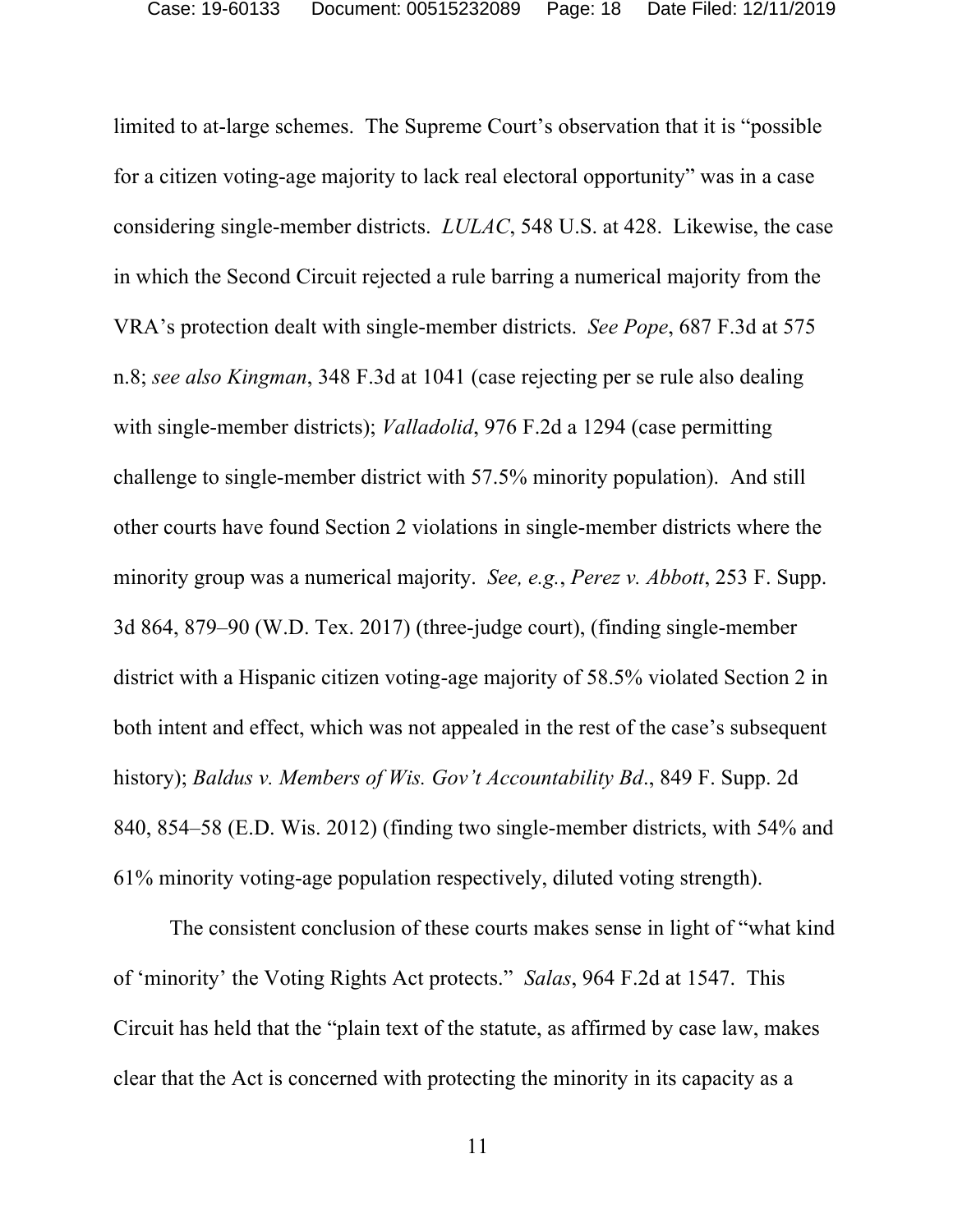limited to at-large schemes. The Supreme Court's observation that it is "possible for a citizen voting-age majority to lack real electoral opportunity" was in a case considering single-member districts. *LULAC*, 548 U.S. at 428. Likewise, the case in which the Second Circuit rejected a rule barring a numerical majority from the VRA's protection dealt with single-member districts. *See Pope*, 687 F.3d at 575 n.8; *see also Kingman*, 348 F.3d at 1041 (case rejecting per se rule also dealing with single-member districts); *Valladolid*, 976 F.2d a 1294 (case permitting challenge to single-member district with 57.5% minority population). And still other courts have found Section 2 violations in single-member districts where the minority group was a numerical majority. *See, e.g.*, *Perez v. Abbott*, 253 F. Supp. 3d 864, 879–90 (W.D. Tex. 2017) (three-judge court), (finding single-member district with a Hispanic citizen voting-age majority of 58.5% violated Section 2 in both intent and effect, which was not appealed in the rest of the case's subsequent history); *Baldus v. Members of Wis. Gov't Accountability Bd*., 849 F. Supp. 2d 840, 854–58 (E.D. Wis. 2012) (finding two single-member districts, with 54% and 61% minority voting-age population respectively, diluted voting strength).

The consistent conclusion of these courts makes sense in light of "what kind of 'minority' the Voting Rights Act protects." *Salas*, 964 F.2d at 1547. This Circuit has held that the "plain text of the statute, as affirmed by case law, makes clear that the Act is concerned with protecting the minority in its capacity as a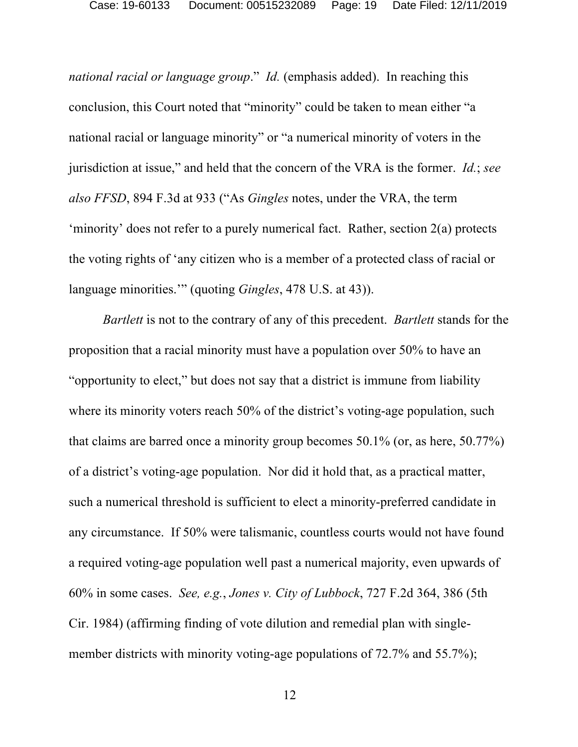*national racial or language group*." *Id.* (emphasis added). In reaching this conclusion, this Court noted that "minority" could be taken to mean either "a national racial or language minority" or "a numerical minority of voters in the jurisdiction at issue," and held that the concern of the VRA is the former. *Id.*; *see also FFSD*, 894 F.3d at 933 ("As *Gingles* notes, under the VRA, the term 'minority' does not refer to a purely numerical fact. Rather, section 2(a) protects the voting rights of 'any citizen who is a member of a protected class of racial or language minorities.'" (quoting *Gingles*, 478 U.S. at 43)).

*Bartlett* is not to the contrary of any of this precedent. *Bartlett* stands for the proposition that a racial minority must have a population over 50% to have an "opportunity to elect," but does not say that a district is immune from liability where its minority voters reach 50% of the district's voting-age population, such that claims are barred once a minority group becomes 50.1% (or, as here, 50.77%) of a district's voting-age population. Nor did it hold that, as a practical matter, such a numerical threshold is sufficient to elect a minority-preferred candidate in any circumstance. If 50% were talismanic, countless courts would not have found a required voting-age population well past a numerical majority, even upwards of 60% in some cases. *See, e.g.*, *Jones v. City of Lubbock*, 727 F.2d 364, 386 (5th Cir. 1984) (affirming finding of vote dilution and remedial plan with single-member districts with minority voting-age populations of 72.7% and 55.7%);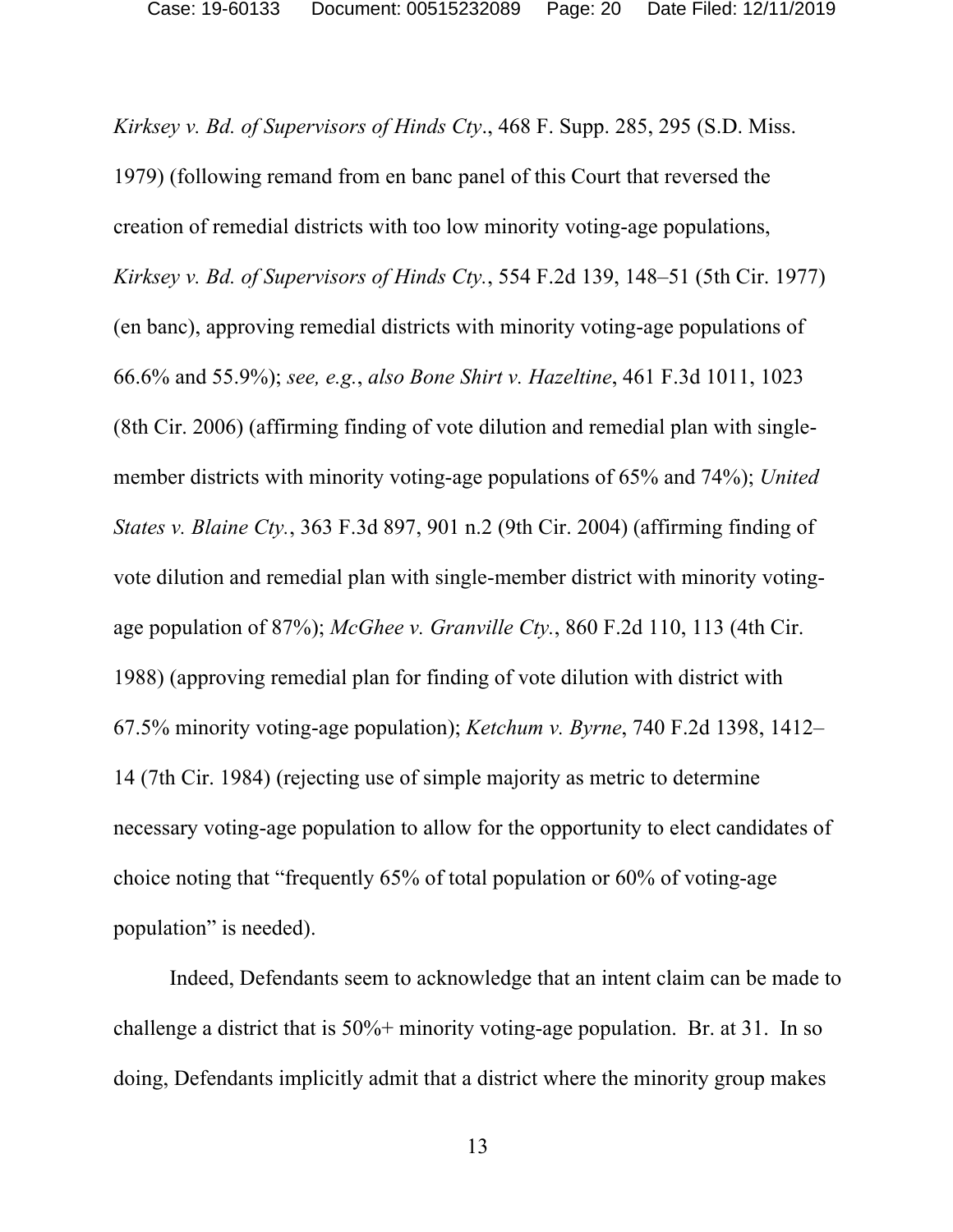*Kirksey v. Bd. of Supervisors of Hinds Cty*., 468 F. Supp. 285, 295 (S.D. Miss. 1979) (following remand from en banc panel of this Court that reversed the creation of remedial districts with too low minority voting-age populations, *Kirksey v. Bd. of Supervisors of Hinds Cty.*, 554 F.2d 139, 148–51 (5th Cir. 1977) (en banc), approving remedial districts with minority voting-age populations of 66.6% and 55.9%); *see, e.g.*, *also Bone Shirt v. Hazeltine*, 461 F.3d 1011, 1023 (8th Cir. 2006) (affirming finding of vote dilution and remedial plan with single-member districts with minority voting-age populations of 65% and 74%); *United States v. Blaine Cty.*, 363 F.3d 897, 901 n.2 (9th Cir. 2004) (affirming finding of vote dilution and remedial plan with single-member district with minority voting-age population of 87%); *McGhee v. Granville Cty.*, 860 F.2d 110, 113 (4th Cir. 1988) (approving remedial plan for finding of vote dilution with district with 67.5% minority voting-age population); *Ketchum v. Byrne*, 740 F.2d 1398, 1412–14 (7th Cir. 1984) (rejecting use of simple majority as metric to determine necessary voting-age population to allow for the opportunity to elect candidates of choice noting that "frequently 65% of total population or 60% of voting-age population" is needed).

Indeed, Defendants seem to acknowledge that an intent claim can be made to challenge a district that is 50%+ minority voting-age population. Br. at 31. In so doing, Defendants implicitly admit that a district where the minority group makes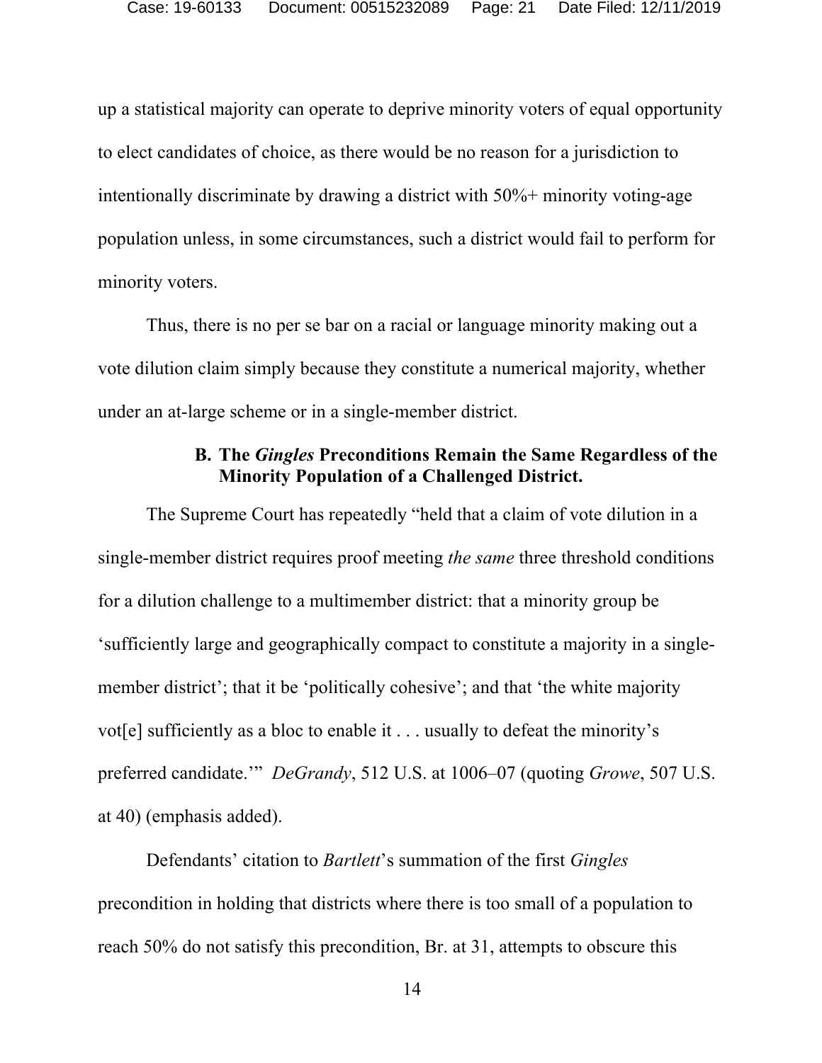up a statistical majority can operate to deprive minority voters of equal opportunity to elect candidates of choice, as there would be no reason for a jurisdiction to intentionally discriminate by drawing a district with 50%+ minority voting-age population unless, in some circumstances, such a district would fail to perform for minority voters.

Thus, there is no per se bar on a racial or language minority making out a vote dilution claim simply because they constitute a numerical majority, whether under an at-large scheme or in a single-member district.

### B. The *Gingles* Preconditions Remain the Same Regardless of the Minority Population of a Challenged District.

The Supreme Court has repeatedly "held that a claim of vote dilution in a single-member district requires proof meeting *the same* three threshold conditions for a dilution challenge to a multimember district: that a minority group be 'sufficiently large and geographically compact to constitute a majority in a single-member district'; that it be 'politically cohesive'; and that 'the white majority vot[e] sufficiently as a bloc to enable it . . . usually to defeat the minority's preferred candidate.'" *DeGrandy*, 512 U.S. at 1006–07 (quoting *Growe*, 507 U.S. at 40) (emphasis added).

Defendants' citation to *Bartlett*'s summation of the first *Gingles* precondition in holding that districts where there is too small of a population to reach 50% do not satisfy this precondition, Br. at 31, attempts to obscure this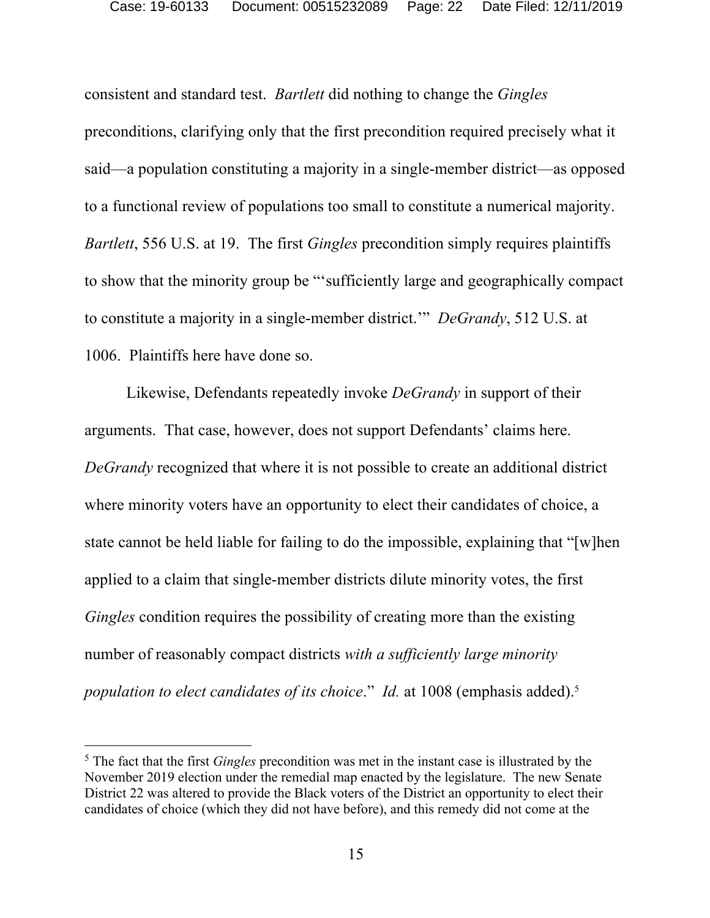consistent and standard test. *Bartlett* did nothing to change the *Gingles* preconditions, clarifying only that the first precondition required precisely what it said—a population constituting a majority in a single-member district—as opposed to a functional review of populations too small to constitute a numerical majority. *Bartlett*, 556 U.S. at 19. The first *Gingles* precondition simply requires plaintiffs to show that the minority group be "'sufficiently large and geographically compact to constitute a majority in a single-member district.'" *DeGrandy*, 512 U.S. at 1006. Plaintiffs here have done so.

Likewise, Defendants repeatedly invoke *DeGrandy* in support of their arguments. That case, however, does not support Defendants' claims here. *DeGrandy* recognized that where it is not possible to create an additional district where minority voters have an opportunity to elect their candidates of choice, a state cannot be held liable for failing to do the impossible, explaining that "[w]hen applied to a claim that single-member districts dilute minority votes, the first *Gingles* condition requires the possibility of creating more than the existing number of reasonably compact districts *with a sufficiently large minority population to elect candidates of its choice*." *Id.* at 1008 (emphasis added).[5]

---

[5] The fact that the first *Gingles* precondition was met in the instant case is illustrated by the November 2019 election under the remedial map enacted by the legislature. The new Senate District 22 was altered to provide the Black voters of the District an opportunity to elect their candidates of choice (which they did not have before), and this remedy did not come at the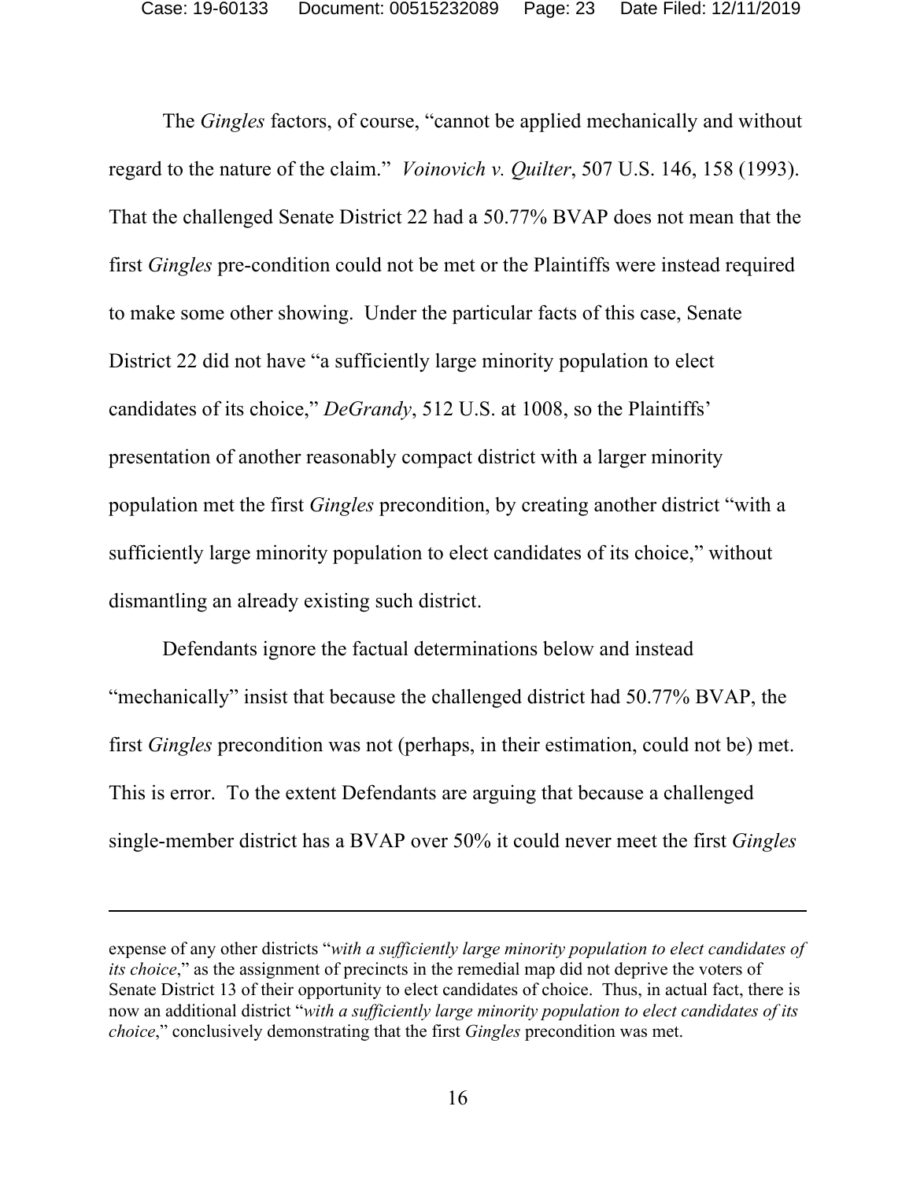The *Gingles* factors, of course, "cannot be applied mechanically and without regard to the nature of the claim." *Voinovich v. Quilter*, 507 U.S. 146, 158 (1993). That the challenged Senate District 22 had a 50.77% BVAP does not mean that the first *Gingles* pre-condition could not be met or the Plaintiffs were instead required to make some other showing. Under the particular facts of this case, Senate District 22 did not have "a sufficiently large minority population to elect candidates of its choice," *DeGrandy*, 512 U.S. at 1008, so the Plaintiffs' presentation of another reasonably compact district with a larger minority population met the first *Gingles* precondition, by creating another district "with a sufficiently large minority population to elect candidates of its choice," without dismantling an already existing such district.

Defendants ignore the factual determinations below and instead "mechanically" insist that because the challenged district had 50.77% BVAP, the first *Gingles* precondition was not (perhaps, in their estimation, could not be) met. This is error. To the extent Defendants are arguing that because a challenged single-member district has a BVAP over 50% it could never meet the first *Gingles*

---

expense of any other districts "*with a sufficiently large minority population to elect candidates of its choice*," as the assignment of precincts in the remedial map did not deprive the voters of Senate District 13 of their opportunity to elect candidates of choice. Thus, in actual fact, there is now an additional district "*with a sufficiently large minority population to elect candidates of its choice*," conclusively demonstrating that the first *Gingles* precondition was met.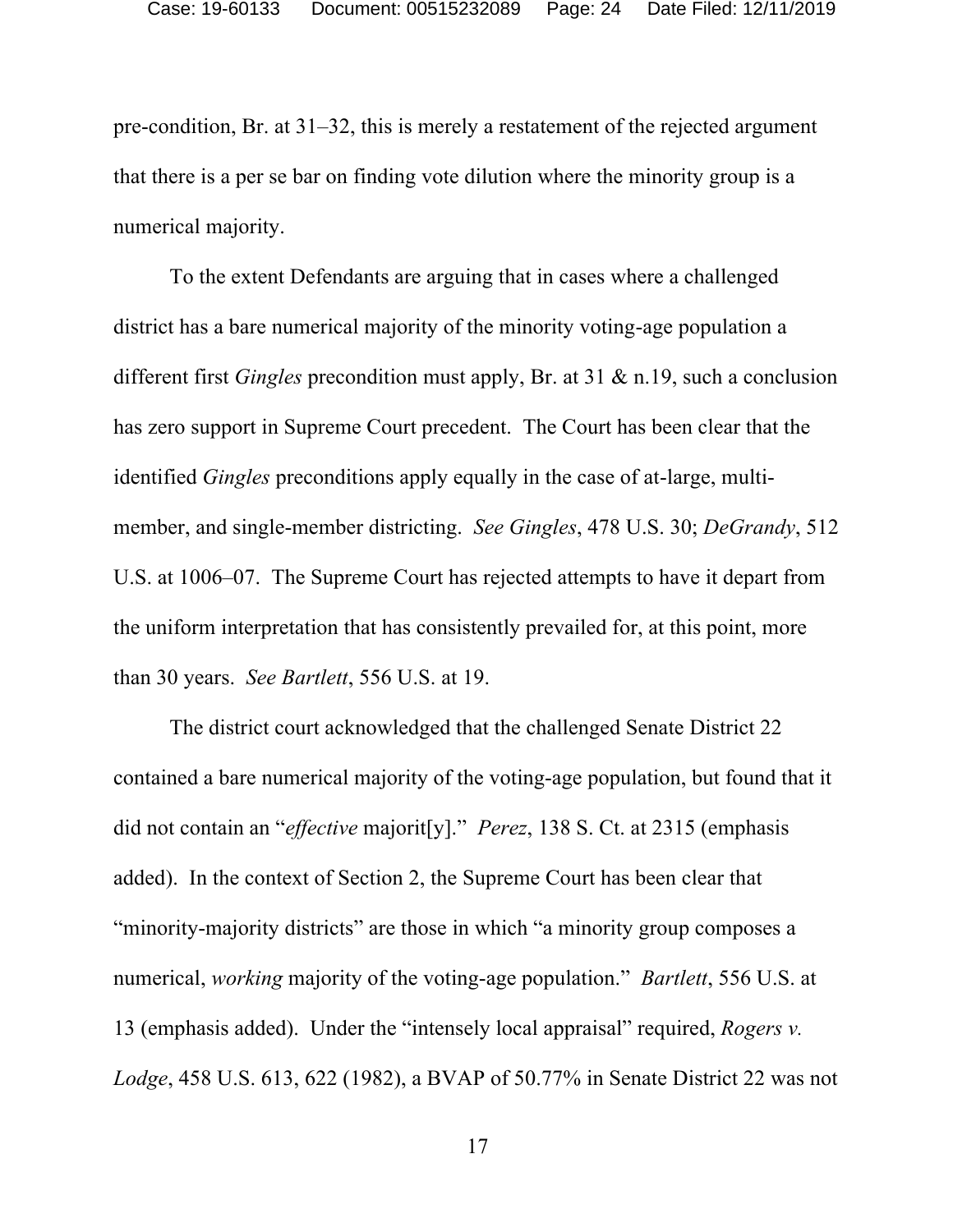pre-condition, Br. at 31–32, this is merely a restatement of the rejected argument that there is a per se bar on finding vote dilution where the minority group is a numerical majority.

To the extent Defendants are arguing that in cases where a challenged district has a bare numerical majority of the minority voting-age population a different first *Gingles* precondition must apply, Br. at 31 & n.19, such a conclusion has zero support in Supreme Court precedent. The Court has been clear that the identified *Gingles* preconditions apply equally in the case of at-large, multi-member, and single-member districting. *See Gingles*, 478 U.S. 30; *DeGrandy*, 512 U.S. at 1006–07. The Supreme Court has rejected attempts to have it depart from the uniform interpretation that has consistently prevailed for, at this point, more than 30 years. *See Bartlett*, 556 U.S. at 19.

The district court acknowledged that the challenged Senate District 22 contained a bare numerical majority of the voting-age population, but found that it did not contain an "*effective* majorit[y]." *Perez*, 138 S. Ct. at 2315 (emphasis added). In the context of Section 2, the Supreme Court has been clear that "minority-majority districts" are those in which "a minority group composes a numerical, *working* majority of the voting-age population." *Bartlett*, 556 U.S. at 13 (emphasis added). Under the "intensely local appraisal" required, *Rogers v. Lodge*, 458 U.S. 613, 622 (1982), a BVAP of 50.77% in Senate District 22 was not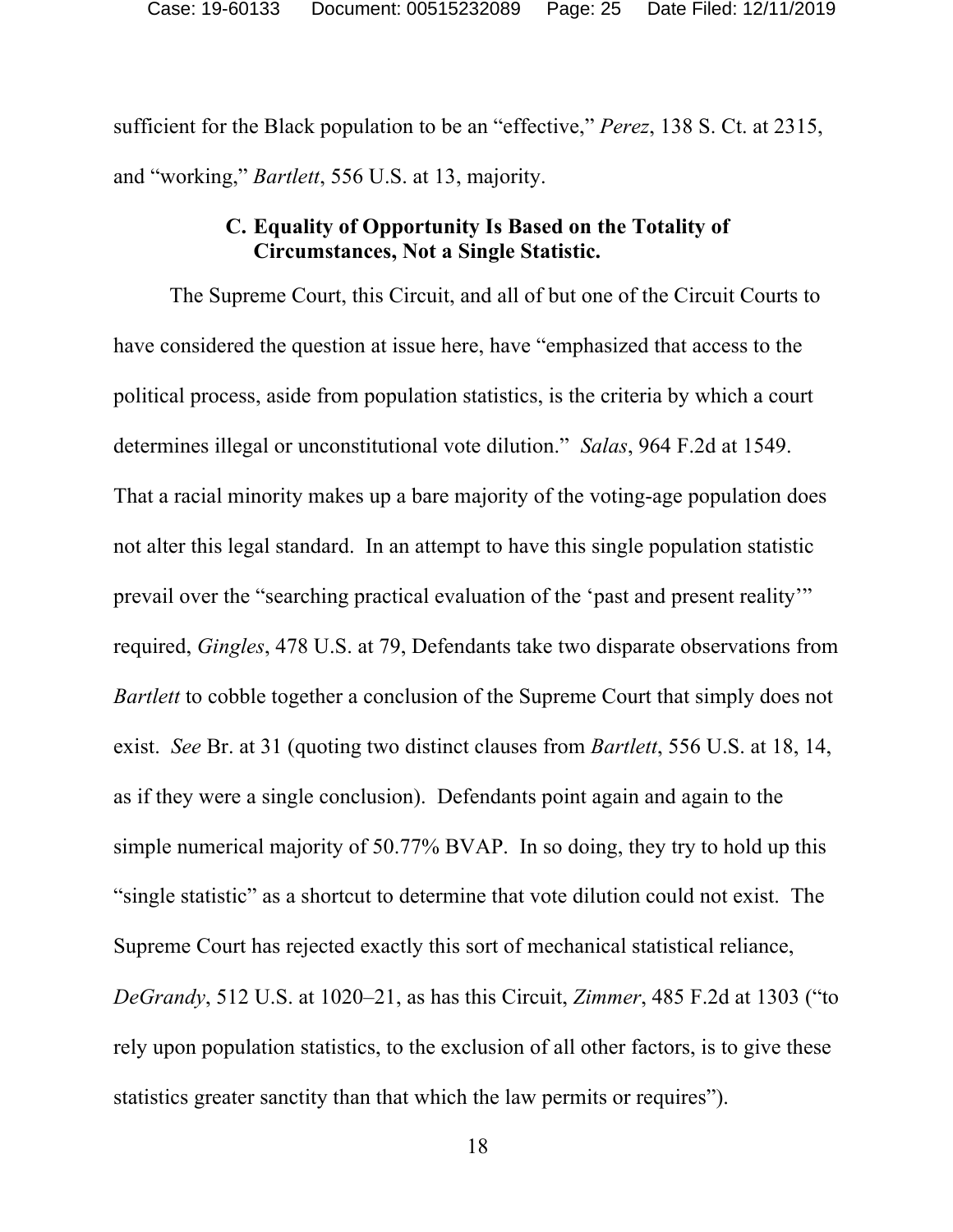sufficient for the Black population to be an "effective," *Perez*, 138 S. Ct. at 2315, and "working," *Bartlett*, 556 U.S. at 13, majority.

### C. Equality of Opportunity Is Based on the Totality of Circumstances, Not a Single Statistic.

The Supreme Court, this Circuit, and all of but one of the Circuit Courts to have considered the question at issue here, have "emphasized that access to the political process, aside from population statistics, is the criteria by which a court determines illegal or unconstitutional vote dilution." *Salas*, 964 F.2d at 1549. That a racial minority makes up a bare majority of the voting-age population does not alter this legal standard. In an attempt to have this single population statistic prevail over the "searching practical evaluation of the 'past and present reality'" required, *Gingles*, 478 U.S. at 79, Defendants take two disparate observations from *Bartlett* to cobble together a conclusion of the Supreme Court that simply does not exist. *See* Br. at 31 (quoting two distinct clauses from *Bartlett*, 556 U.S. at 18, 14, as if they were a single conclusion). Defendants point again and again to the simple numerical majority of 50.77% BVAP. In so doing, they try to hold up this "single statistic" as a shortcut to determine that vote dilution could not exist. The Supreme Court has rejected exactly this sort of mechanical statistical reliance, *DeGrandy*, 512 U.S. at 1020–21, as has this Circuit, *Zimmer*, 485 F.2d at 1303 ("to rely upon population statistics, to the exclusion of all other factors, is to give these statistics greater sanctity than that which the law permits or requires").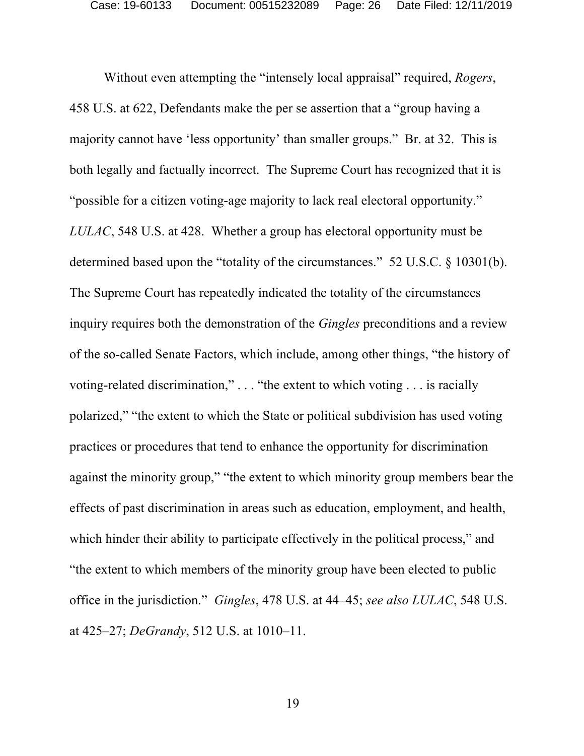Without even attempting the "intensely local appraisal" required, *Rogers*, 458 U.S. at 622, Defendants make the per se assertion that a "group having a majority cannot have 'less opportunity' than smaller groups." Br. at 32. This is both legally and factually incorrect. The Supreme Court has recognized that it is "possible for a citizen voting-age majority to lack real electoral opportunity." *LULAC*, 548 U.S. at 428. Whether a group has electoral opportunity must be determined based upon the "totality of the circumstances." 52 U.S.C. § 10301(b). The Supreme Court has repeatedly indicated the totality of the circumstances inquiry requires both the demonstration of the *Gingles* preconditions and a review of the so-called Senate Factors, which include, among other things, "the history of voting-related discrimination," . . . "the extent to which voting . . . is racially polarized," "the extent to which the State or political subdivision has used voting practices or procedures that tend to enhance the opportunity for discrimination against the minority group," "the extent to which minority group members bear the effects of past discrimination in areas such as education, employment, and health, which hinder their ability to participate effectively in the political process," and "the extent to which members of the minority group have been elected to public office in the jurisdiction." *Gingles*, 478 U.S. at 44–45; *see also LULAC*, 548 U.S. at 425–27; *DeGrandy*, 512 U.S. at 1010–11.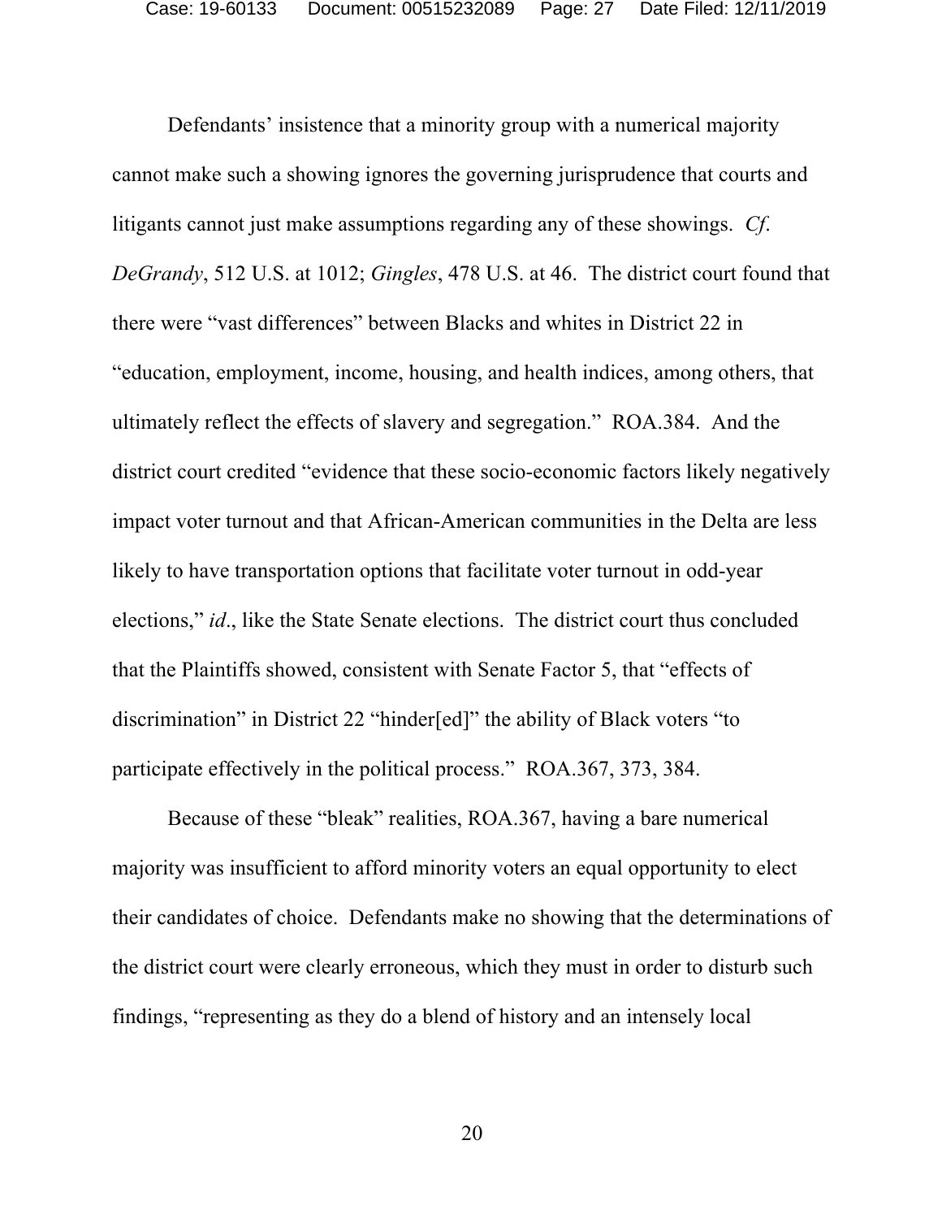Defendants' insistence that a minority group with a numerical majority cannot make such a showing ignores the governing jurisprudence that courts and litigants cannot just make assumptions regarding any of these showings. *Cf. DeGrandy*, 512 U.S. at 1012; *Gingles*, 478 U.S. at 46. The district court found that there were "vast differences" between Blacks and whites in District 22 in "education, employment, income, housing, and health indices, among others, that ultimately reflect the effects of slavery and segregation." ROA.384. And the district court credited "evidence that these socio-economic factors likely negatively impact voter turnout and that African-American communities in the Delta are less likely to have transportation options that facilitate voter turnout in odd-year elections," *id*., like the State Senate elections. The district court thus concluded that the Plaintiffs showed, consistent with Senate Factor 5, that "effects of discrimination" in District 22 "hinder[ed]" the ability of Black voters "to participate effectively in the political process." ROA.367, 373, 384.

Because of these "bleak" realities, ROA.367, having a bare numerical majority was insufficient to afford minority voters an equal opportunity to elect their candidates of choice. Defendants make no showing that the determinations of the district court were clearly erroneous, which they must in order to disturb such findings, "representing as they do a blend of history and an intensely local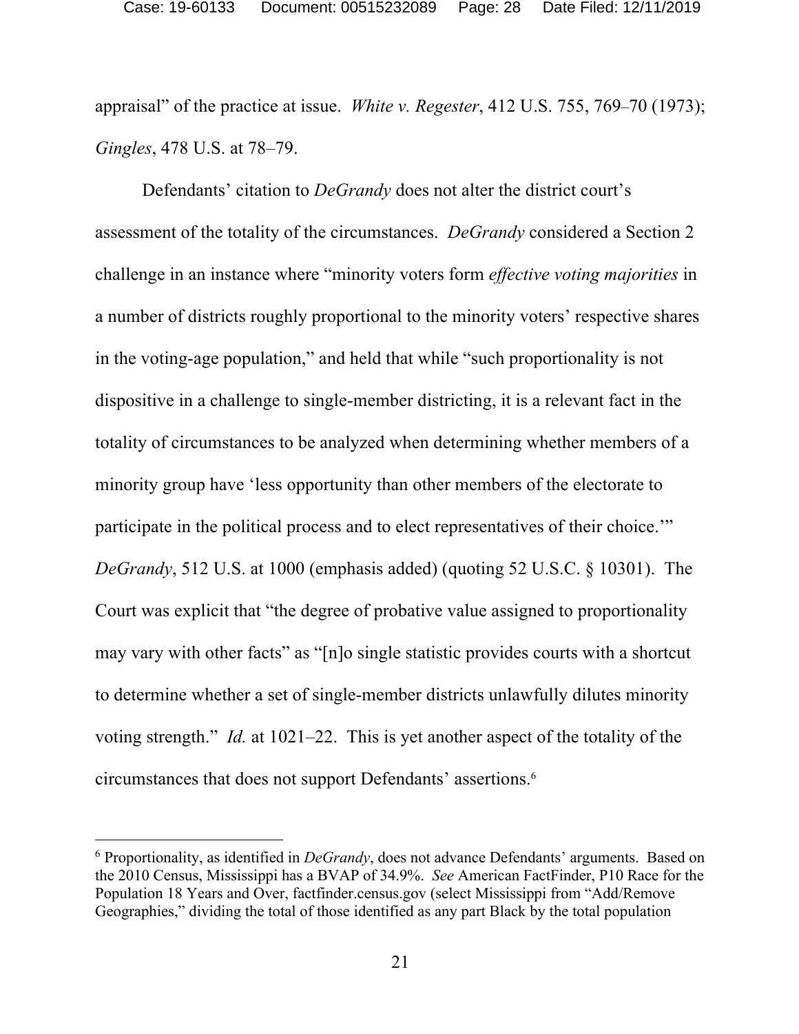appraisal" of the practice at issue. *White v. Regester*, 412 U.S. 755, 769–70 (1973); *Gingles*, 478 U.S. at 78–79.

Defendants' citation to *DeGrandy* does not alter the district court's assessment of the totality of the circumstances. *DeGrandy* considered a Section 2 challenge in an instance where "minority voters form *effective voting majorities* in a number of districts roughly proportional to the minority voters' respective shares in the voting-age population," and held that while "such proportionality is not dispositive in a challenge to single-member districting, it is a relevant fact in the totality of circumstances to be analyzed when determining whether members of a minority group have 'less opportunity than other members of the electorate to participate in the political process and to elect representatives of their choice.'" *DeGrandy*, 512 U.S. at 1000 (emphasis added) (quoting 52 U.S.C. § 10301). The Court was explicit that "the degree of probative value assigned to proportionality may vary with other facts" as "[n]o single statistic provides courts with a shortcut to determine whether a set of single-member districts unlawfully dilutes minority voting strength." *Id.* at 1021–22. This is yet another aspect of the totality of the circumstances that does not support Defendants' assertions.[6]

[6] Proportionality, as identified in *DeGrandy*, does not advance Defendants' arguments. Based on the 2010 Census, Mississippi has a BVAP of 34.9%. *See* American FactFinder, P10 Race for the Population 18 Years and Over, factfinder.census.gov (select Mississippi from "Add/Remove Geographies," dividing the total of those identified as any part Black by the total population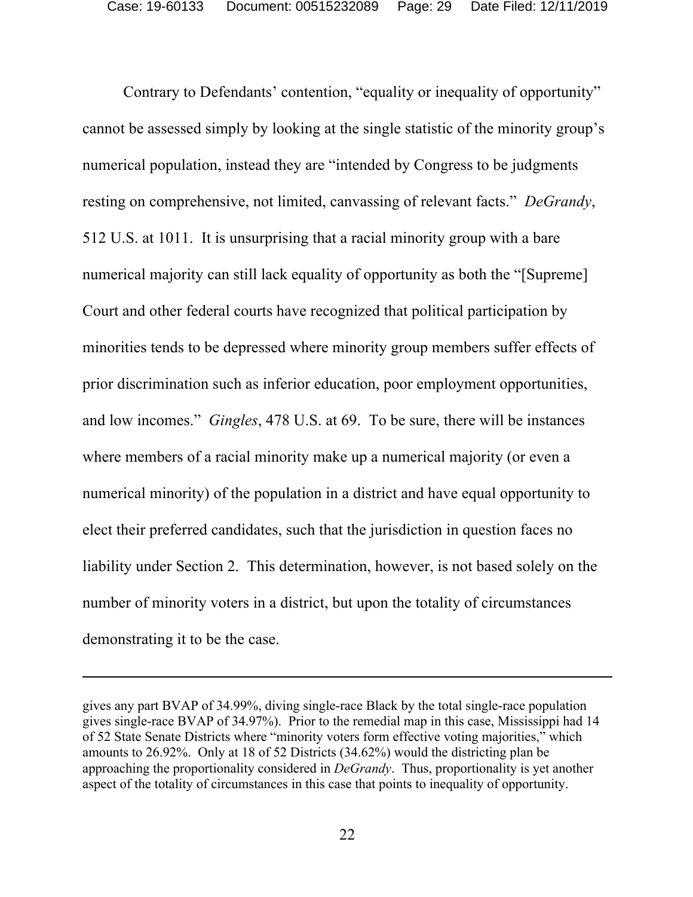Contrary to Defendants' contention, "equality or inequality of opportunity" cannot be assessed simply by looking at the single statistic of the minority group's numerical population, instead they are "intended by Congress to be judgments resting on comprehensive, not limited, canvassing of relevant facts." *DeGrandy*, 512 U.S. at 1011. It is unsurprising that a racial minority group with a bare numerical majority can still lack equality of opportunity as both the "[Supreme] Court and other federal courts have recognized that political participation by minorities tends to be depressed where minority group members suffer effects of prior discrimination such as inferior education, poor employment opportunities, and low incomes." *Gingles*, 478 U.S. at 69. To be sure, there will be instances where members of a racial minority make up a numerical majority (or even a numerical minority) of the population in a district and have equal opportunity to elect their preferred candidates, such that the jurisdiction in question faces no liability under Section 2. This determination, however, is not based solely on the number of minority voters in a district, but upon the totality of circumstances demonstrating it to be the case.

---

gives any part BVAP of 34.99%, diving single-race Black by the total single-race population gives single-race BVAP of 34.97%). Prior to the remedial map in this case, Mississippi had 14 of 52 State Senate Districts where "minority voters form effective voting majorities," which amounts to 26.92%. Only at 18 of 52 Districts (34.62%) would the districting plan be approaching the proportionality considered in *DeGrandy*. Thus, proportionality is yet another aspect of the totality of circumstances in this case that points to inequality of opportunity.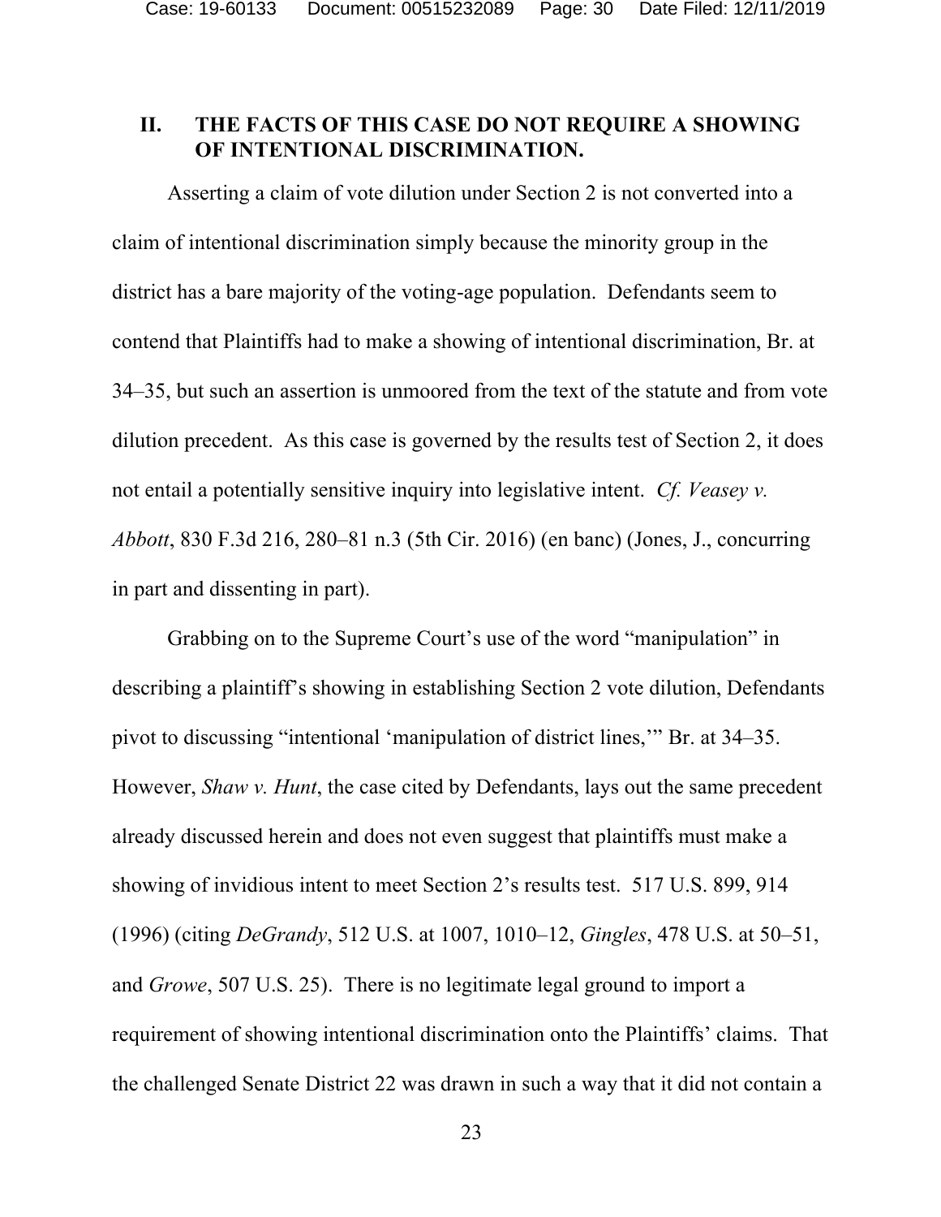## II. THE FACTS OF THIS CASE DO NOT REQUIRE A SHOWING OF INTENTIONAL DISCRIMINATION.

Asserting a claim of vote dilution under Section 2 is not converted into a claim of intentional discrimination simply because the minority group in the district has a bare majority of the voting-age population. Defendants seem to contend that Plaintiffs had to make a showing of intentional discrimination, Br. at 34–35, but such an assertion is unmoored from the text of the statute and from vote dilution precedent. As this case is governed by the results test of Section 2, it does not entail a potentially sensitive inquiry into legislative intent. *Cf. Veasey v. Abbott*, 830 F.3d 216, 280–81 n.3 (5th Cir. 2016) (en banc) (Jones, J., concurring in part and dissenting in part).

Grabbing on to the Supreme Court's use of the word "manipulation" in describing a plaintiff's showing in establishing Section 2 vote dilution, Defendants pivot to discussing "intentional 'manipulation of district lines,'" Br. at 34–35. However, *Shaw v. Hunt*, the case cited by Defendants, lays out the same precedent already discussed herein and does not even suggest that plaintiffs must make a showing of invidious intent to meet Section 2's results test. 517 U.S. 899, 914 (1996) (citing *DeGrandy*, 512 U.S. at 1007, 1010–12, *Gingles*, 478 U.S. at 50–51, and *Growe*, 507 U.S. 25). There is no legitimate legal ground to import a requirement of showing intentional discrimination onto the Plaintiffs' claims. That the challenged Senate District 22 was drawn in such a way that it did not contain a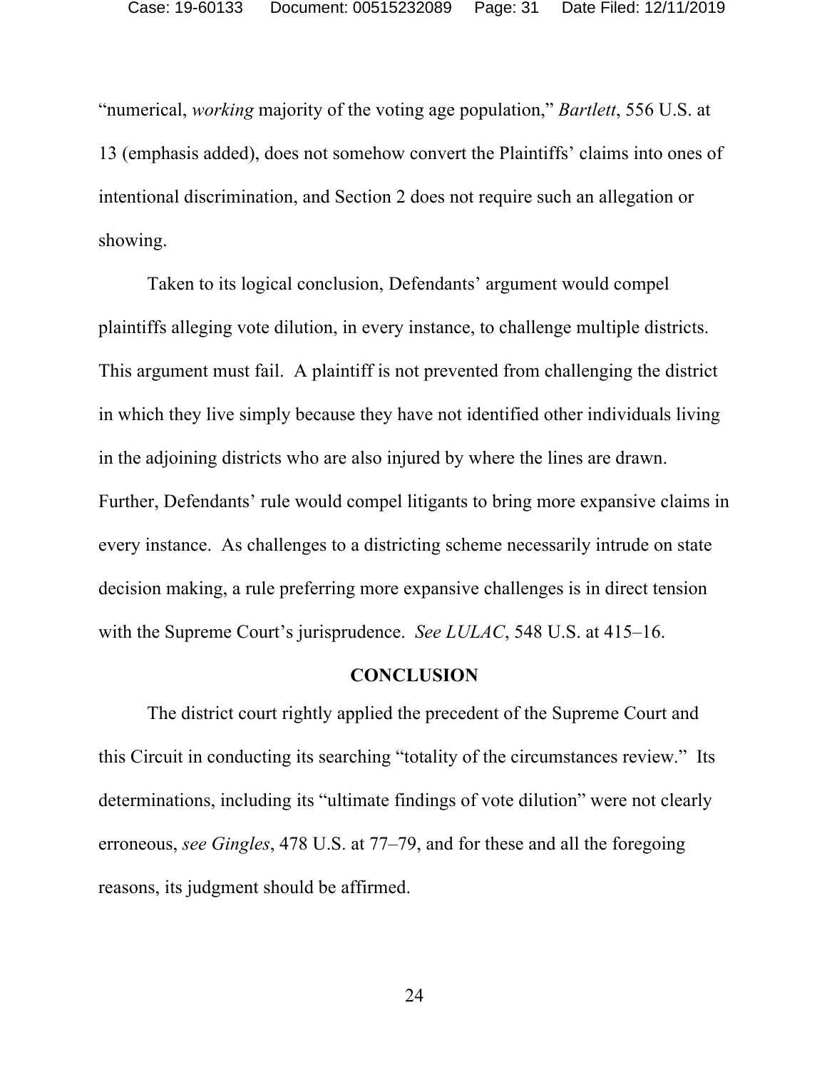"numerical, *working* majority of the voting age population," *Bartlett*, 556 U.S. at 13 (emphasis added), does not somehow convert the Plaintiffs' claims into ones of intentional discrimination, and Section 2 does not require such an allegation or showing.

Taken to its logical conclusion, Defendants' argument would compel plaintiffs alleging vote dilution, in every instance, to challenge multiple districts. This argument must fail. A plaintiff is not prevented from challenging the district in which they live simply because they have not identified other individuals living in the adjoining districts who are also injured by where the lines are drawn. Further, Defendants' rule would compel litigants to bring more expansive claims in every instance. As challenges to a districting scheme necessarily intrude on state decision making, a rule preferring more expansive challenges is in direct tension with the Supreme Court's jurisprudence. *See LULAC*, 548 U.S. at 415–16.

## CONCLUSION

The district court rightly applied the precedent of the Supreme Court and this Circuit in conducting its searching "totality of the circumstances review." Its determinations, including its "ultimate findings of vote dilution" were not clearly erroneous, *see Gingles*, 478 U.S. at 77–79, and for these and all the foregoing reasons, its judgment should be affirmed.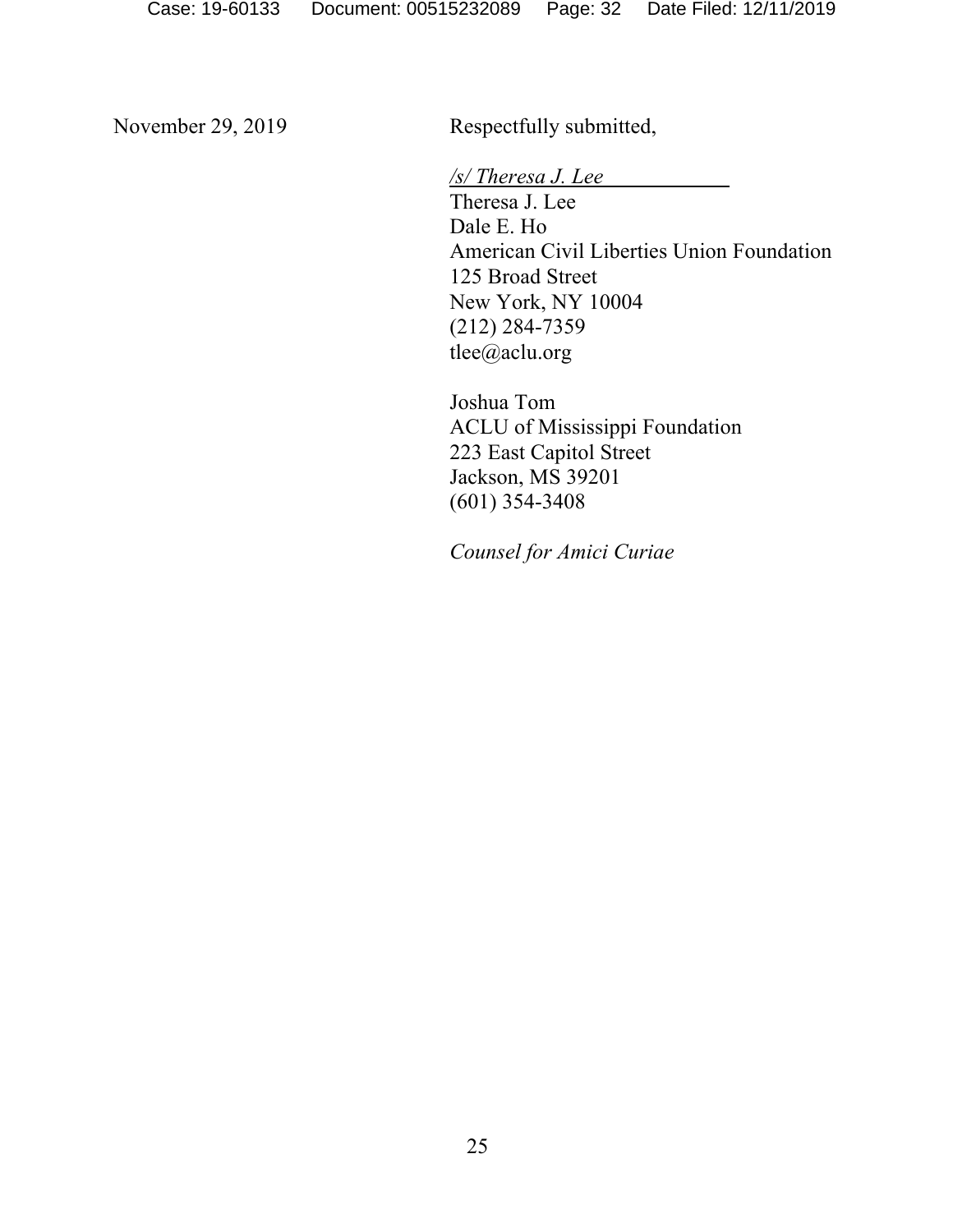November 29, 2019

Respectfully submitted,

*/s/ Theresa J. Lee*

Theresa J. Lee
Dale E. Ho
American Civil Liberties Union Foundation
125 Broad Street
New York, NY 10004
(212) 284-7359
tlee@aclu.org

Joshua Tom
ACLU of Mississippi Foundation
223 East Capitol Street
Jackson, MS 39201
(601) 354-3408

*Counsel for Amici Curiae*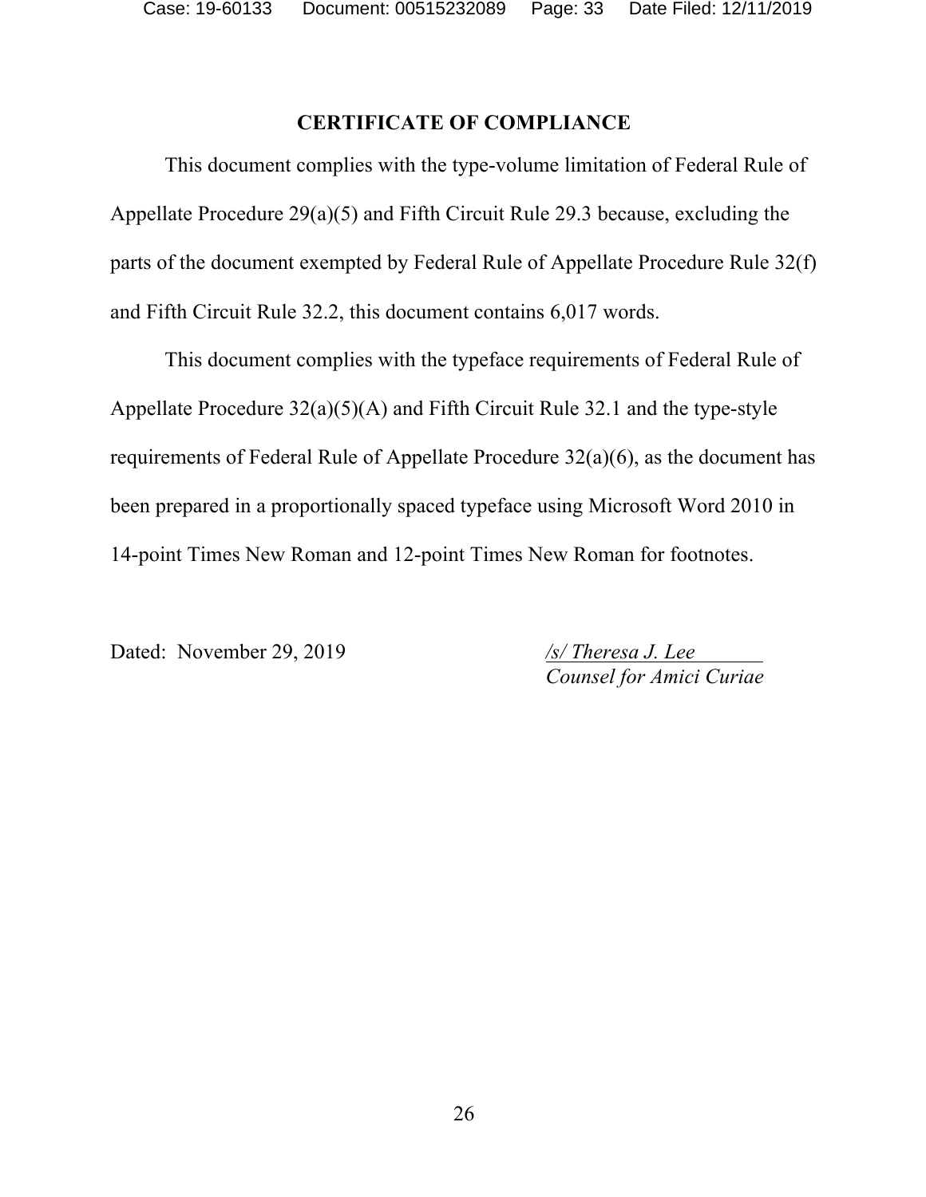## CERTIFICATE OF COMPLIANCE

This document complies with the type-volume limitation of Federal Rule of Appellate Procedure 29(a)(5) and Fifth Circuit Rule 29.3 because, excluding the parts of the document exempted by Federal Rule of Appellate Procedure Rule 32(f) and Fifth Circuit Rule 32.2, this document contains 6,017 words.

This document complies with the typeface requirements of Federal Rule of Appellate Procedure 32(a)(5)(A) and Fifth Circuit Rule 32.1 and the type-style requirements of Federal Rule of Appellate Procedure 32(a)(6), as the document has been prepared in a proportionally spaced typeface using Microsoft Word 2010 in 14-point Times New Roman and 12-point Times New Roman for footnotes.

Dated: November 29, 2019

*/s/ Theresa J. Lee*
*Counsel for Amici Curiae*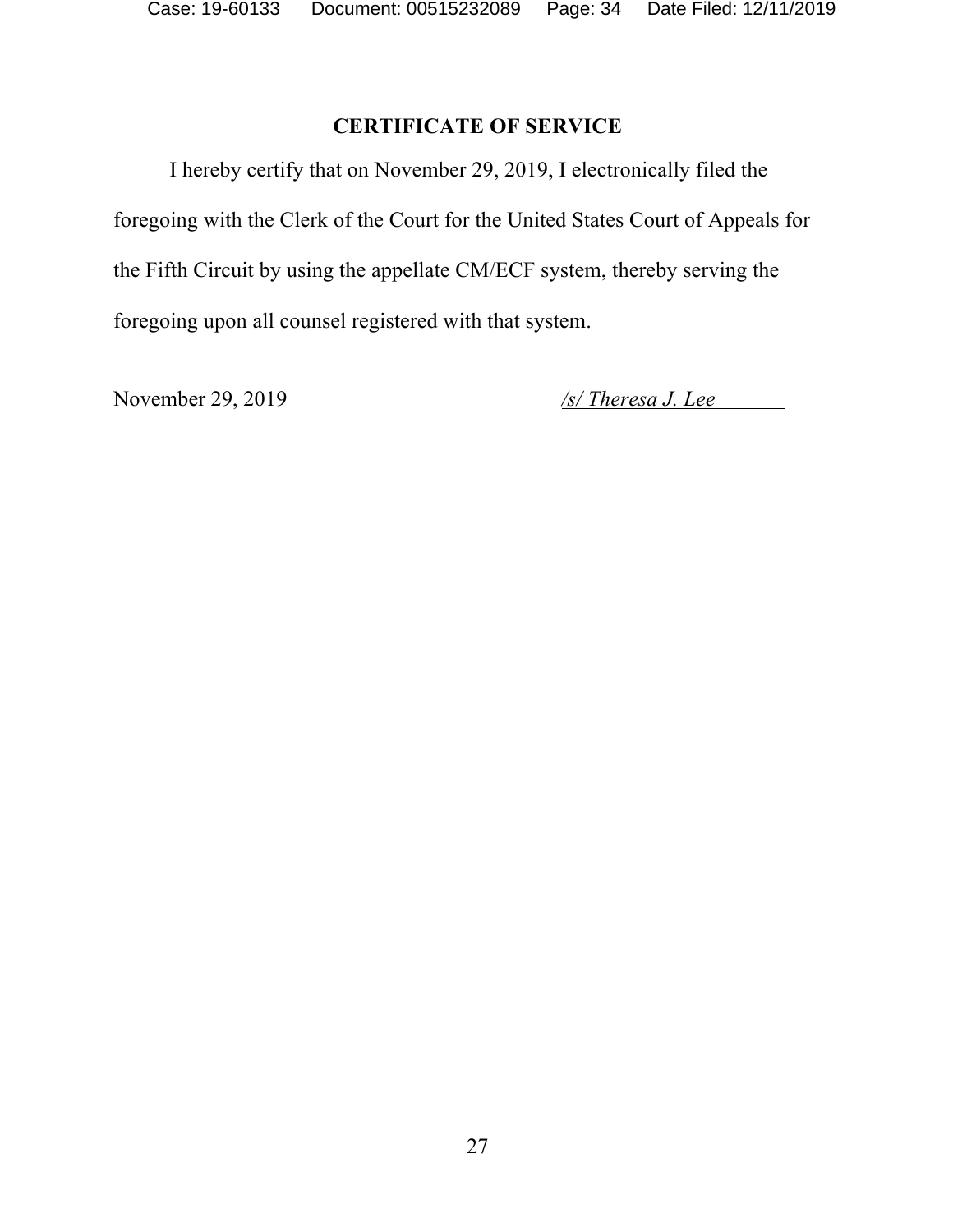## CERTIFICATE OF SERVICE

I hereby certify that on November 29, 2019, I electronically filed the foregoing with the Clerk of the Court for the United States Court of Appeals for the Fifth Circuit by using the appellate CM/ECF system, thereby serving the foregoing upon all counsel registered with that system.

November 29, 2019 *<u>/s/ Theresa J. Lee</u>*